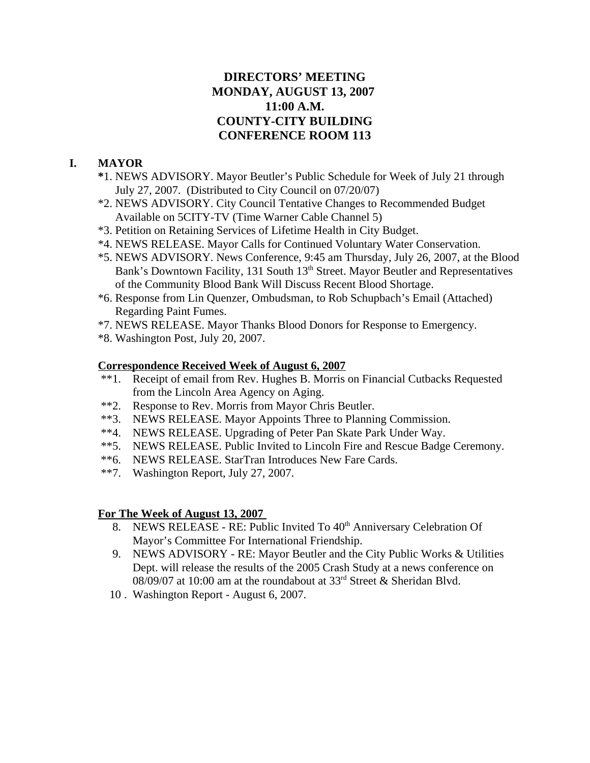# DIRECTORS' MEETING
# MONDAY, AUGUST 13, 2007
# 11:00 A.M.
# COUNTY-CITY BUILDING
# CONFERENCE ROOM 113

## I. MAYOR

*1. NEWS ADVISORY. Mayor Beutler's Public Schedule for Week of July 21 through July 27, 2007. (Distributed to City Council on 07/20/07)

*2. NEWS ADVISORY. City Council Tentative Changes to Recommended Budget Available on 5CITY-TV (Time Warner Cable Channel 5)

*3. Petition on Retaining Services of Lifetime Health in City Budget.

*4. NEWS RELEASE. Mayor Calls for Continued Voluntary Water Conservation.

*5. NEWS ADVISORY. News Conference, 9:45 am Thursday, July 26, 2007, at the Blood Bank's Downtown Facility, 131 South 13th Street. Mayor Beutler and Representatives of the Community Blood Bank Will Discuss Recent Blood Shortage.

*6. Response from Lin Quenzer, Ombudsman, to Rob Schupbach's Email (Attached) Regarding Paint Fumes.

*7. NEWS RELEASE. Mayor Thanks Blood Donors for Response to Emergency.

*8. Washington Post, July 20, 2007.

### Correspondence Received Week of August 6, 2007

**1. Receipt of email from Rev. Hughes B. Morris on Financial Cutbacks Requested from the Lincoln Area Agency on Aging.

**2. Response to Rev. Morris from Mayor Chris Beutler.

**3. NEWS RELEASE. Mayor Appoints Three to Planning Commission.

**4. NEWS RELEASE. Upgrading of Peter Pan Skate Park Under Way.

**5. NEWS RELEASE. Public Invited to Lincoln Fire and Rescue Badge Ceremony.

**6. NEWS RELEASE. StarTran Introduces New Fare Cards.

**7. Washington Report, July 27, 2007.

### For The Week of August 13, 2007

8. NEWS RELEASE - RE: Public Invited To 40th Anniversary Celebration Of Mayor's Committee For International Friendship.
9. NEWS ADVISORY - RE: Mayor Beutler and the City Public Works & Utilities Dept. will release the results of the 2005 Crash Study at a news conference on 08/09/07 at 10:00 am at the roundabout at 33rd Street & Sheridan Blvd.
10. Washington Report - August 6, 2007.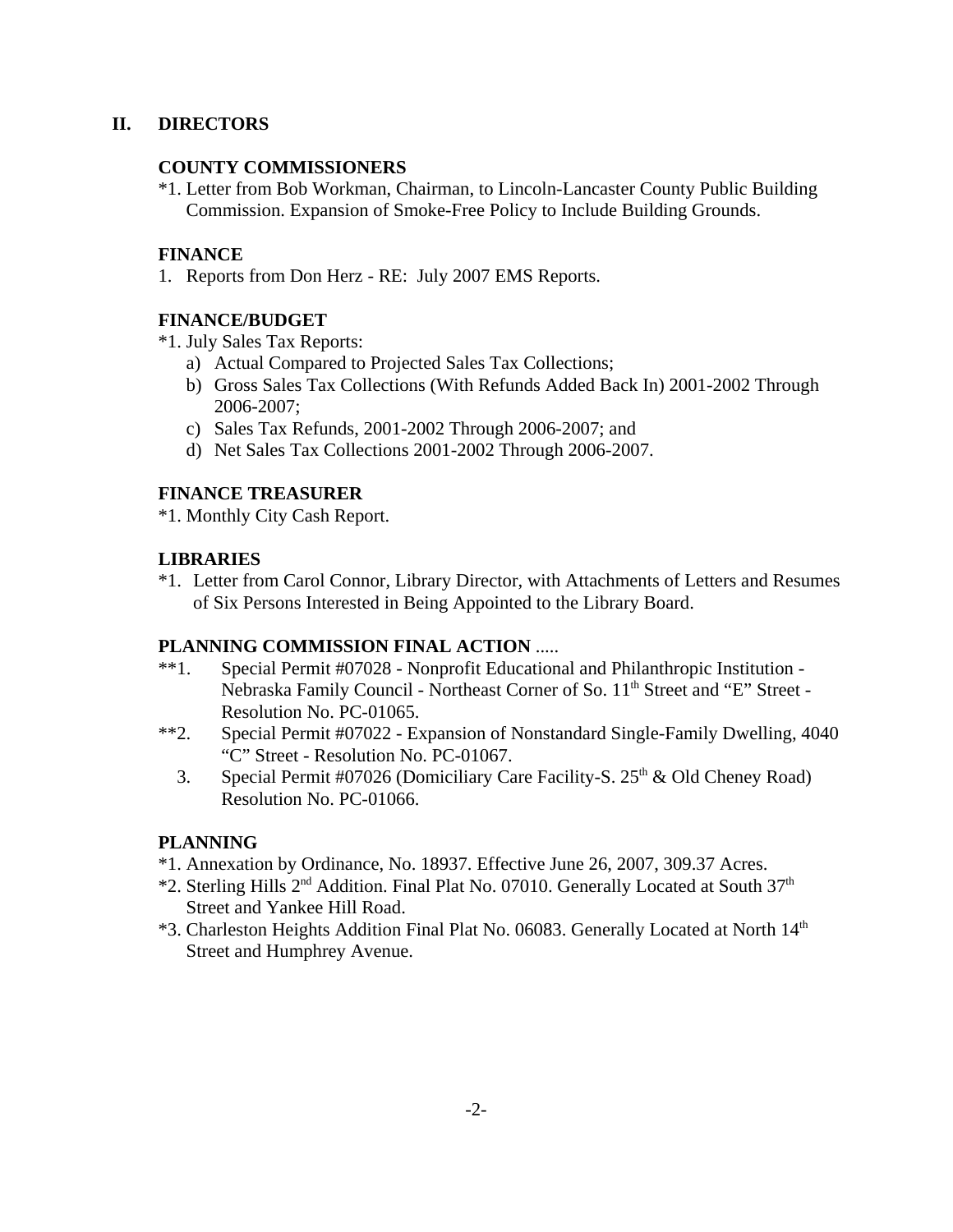## II. DIRECTORS

### COUNTY COMMISSIONERS

*1. Letter from Bob Workman, Chairman, to Lincoln-Lancaster County Public Building Commission. Expansion of Smoke-Free Policy to Include Building Grounds.

### FINANCE

1. Reports from Don Herz - RE: July 2007 EMS Reports.

### FINANCE/BUDGET

*1. July Sales Tax Reports:
   a) Actual Compared to Projected Sales Tax Collections;
   b) Gross Sales Tax Collections (With Refunds Added Back In) 2001-2002 Through 2006-2007;
   c) Sales Tax Refunds, 2001-2002 Through 2006-2007; and
   d) Net Sales Tax Collections 2001-2002 Through 2006-2007.

### FINANCE TREASURER

*1. Monthly City Cash Report.

### LIBRARIES

*1. Letter from Carol Connor, Library Director, with Attachments of Letters and Resumes of Six Persons Interested in Being Appointed to the Library Board.

### PLANNING COMMISSION FINAL ACTION .....

**1. Special Permit #07028 - Nonprofit Educational and Philanthropic Institution - Nebraska Family Council - Northeast Corner of So. 11th Street and "E" Street - Resolution No. PC-01065.

**2. Special Permit #07022 - Expansion of Nonstandard Single-Family Dwelling, 4040 "C" Street - Resolution No. PC-01067.

3. Special Permit #07026 (Domiciliary Care Facility-S. 25th & Old Cheney Road) Resolution No. PC-01066.

### PLANNING

*1. Annexation by Ordinance, No. 18937. Effective June 26, 2007, 309.37 Acres.

*2. Sterling Hills 2nd Addition. Final Plat No. 07010. Generally Located at South 37th Street and Yankee Hill Road.

*3. Charleston Heights Addition Final Plat No. 06083. Generally Located at North 14th Street and Humphrey Avenue.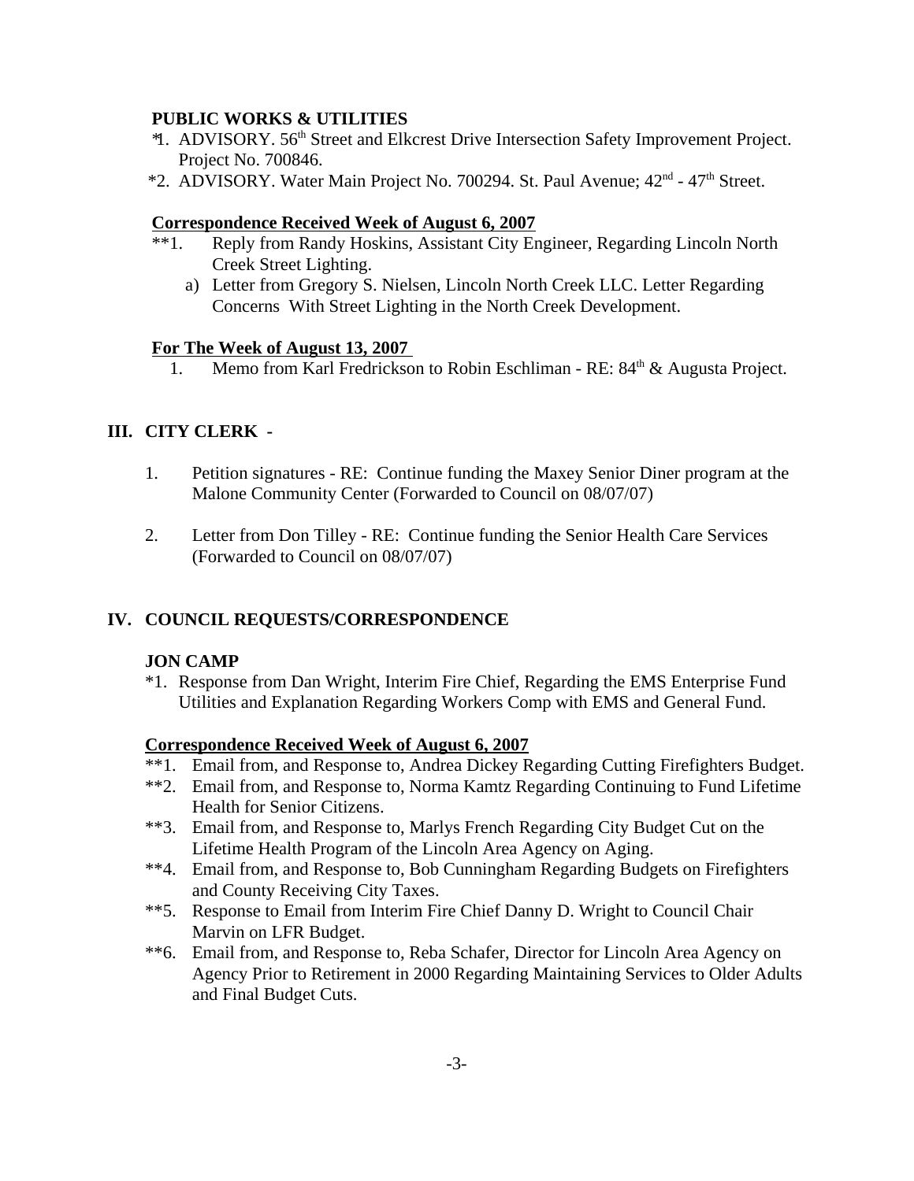**PUBLIC WORKS & UTILITIES**

*1. ADVISORY. 56th Street and Elkcrest Drive Intersection Safety Improvement Project. Project No. 700846.

*2. ADVISORY. Water Main Project No. 700294. St. Paul Avenue; 42nd - 47th Street.

**Correspondence Received Week of August 6, 2007**

**1. Reply from Randy Hoskins, Assistant City Engineer, Regarding Lincoln North Creek Street Lighting.

a) Letter from Gregory S. Nielsen, Lincoln North Creek LLC. Letter Regarding Concerns With Street Lighting in the North Creek Development.

**For The Week of August 13, 2007**

1. Memo from Karl Fredrickson to Robin Eschliman - RE: 84th & Augusta Project.

## III. CITY CLERK -

1. Petition signatures - RE: Continue funding the Maxey Senior Diner program at the Malone Community Center (Forwarded to Council on 08/07/07)

2. Letter from Don Tilley - RE: Continue funding the Senior Health Care Services (Forwarded to Council on 08/07/07)

## IV. COUNCIL REQUESTS/CORRESPONDENCE

**JON CAMP**

*1. Response from Dan Wright, Interim Fire Chief, Regarding the EMS Enterprise Fund Utilities and Explanation Regarding Workers Comp with EMS and General Fund.

**Correspondence Received Week of August 6, 2007**

**1. Email from, and Response to, Andrea Dickey Regarding Cutting Firefighters Budget.

**2. Email from, and Response to, Norma Kamtz Regarding Continuing to Fund Lifetime Health for Senior Citizens.

**3. Email from, and Response to, Marlys French Regarding City Budget Cut on the Lifetime Health Program of the Lincoln Area Agency on Aging.

**4. Email from, and Response to, Bob Cunningham Regarding Budgets on Firefighters and County Receiving City Taxes.

**5. Response to Email from Interim Fire Chief Danny D. Wright to Council Chair Marvin on LFR Budget.

**6. Email from, and Response to, Reba Schafer, Director for Lincoln Area Agency on Agency Prior to Retirement in 2000 Regarding Maintaining Services to Older Adults and Final Budget Cuts.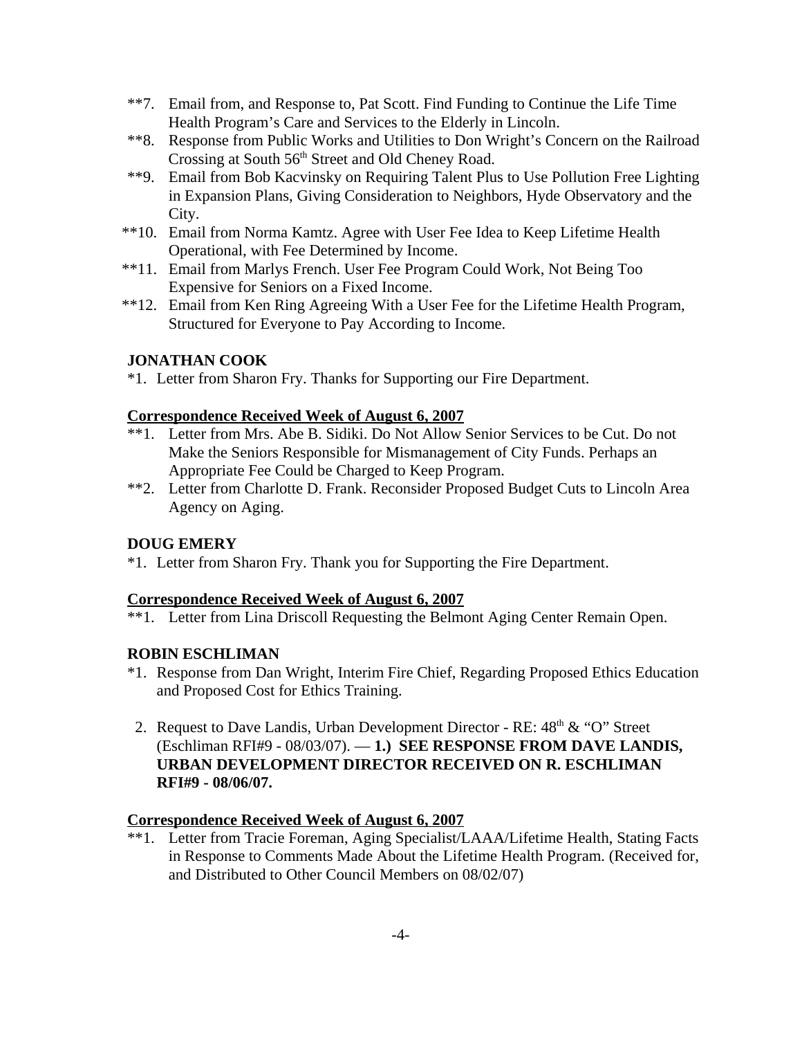**7. Email from, and Response to, Pat Scott. Find Funding to Continue the Life Time Health Program's Care and Services to the Elderly in Lincoln.

**8. Response from Public Works and Utilities to Don Wright's Concern on the Railroad Crossing at South 56th Street and Old Cheney Road.

**9. Email from Bob Kacvinsky on Requiring Talent Plus to Use Pollution Free Lighting in Expansion Plans, Giving Consideration to Neighbors, Hyde Observatory and the City.

**10. Email from Norma Kamtz. Agree with User Fee Idea to Keep Lifetime Health Operational, with Fee Determined by Income.

**11. Email from Marlys French. User Fee Program Could Work, Not Being Too Expensive for Seniors on a Fixed Income.

**12. Email from Ken Ring Agreeing With a User Fee for the Lifetime Health Program, Structured for Everyone to Pay According to Income.

**JONATHAN COOK**

*1. Letter from Sharon Fry. Thanks for Supporting our Fire Department.

**Correspondence Received Week of August 6, 2007**

**1. Letter from Mrs. Abe B. Sidiki. Do Not Allow Senior Services to be Cut. Do not Make the Seniors Responsible for Mismanagement of City Funds. Perhaps an Appropriate Fee Could be Charged to Keep Program.

**2. Letter from Charlotte D. Frank. Reconsider Proposed Budget Cuts to Lincoln Area Agency on Aging.

**DOUG EMERY**

*1. Letter from Sharon Fry. Thank you for Supporting the Fire Department.

**Correspondence Received Week of August 6, 2007**

**1. Letter from Lina Driscoll Requesting the Belmont Aging Center Remain Open.

**ROBIN ESCHLIMAN**

*1. Response from Dan Wright, Interim Fire Chief, Regarding Proposed Ethics Education and Proposed Cost for Ethics Training.

2. Request to Dave Landis, Urban Development Director - RE: 48th & "O" Street (Eschliman RFI#9 - 08/03/07). — **1.) SEE RESPONSE FROM DAVE LANDIS, URBAN DEVELOPMENT DIRECTOR RECEIVED ON R. ESCHLIMAN RFI#9 - 08/06/07.**

**Correspondence Received Week of August 6, 2007**

**1. Letter from Tracie Foreman, Aging Specialist/LAAA/Lifetime Health, Stating Facts in Response to Comments Made About the Lifetime Health Program. (Received for, and Distributed to Other Council Members on 08/02/07)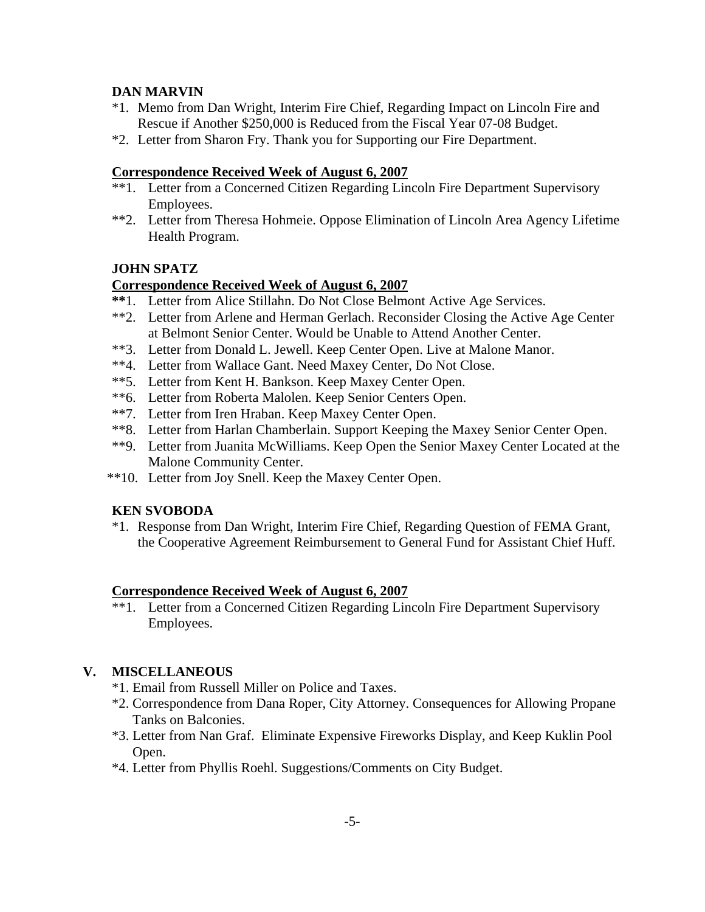**DAN MARVIN**

*1. Memo from Dan Wright, Interim Fire Chief, Regarding Impact on Lincoln Fire and Rescue if Another $250,000 is Reduced from the Fiscal Year 07-08 Budget.

*2. Letter from Sharon Fry. Thank you for Supporting our Fire Department.

**Correspondence Received Week of August 6, 2007**

**1. Letter from a Concerned Citizen Regarding Lincoln Fire Department Supervisory Employees.

**2. Letter from Theresa Hohmeie. Oppose Elimination of Lincoln Area Agency Lifetime Health Program.

**JOHN SPATZ**

**Correspondence Received Week of August 6, 2007**

**1. Letter from Alice Stillahn. Do Not Close Belmont Active Age Services.

**2. Letter from Arlene and Herman Gerlach. Reconsider Closing the Active Age Center at Belmont Senior Center. Would be Unable to Attend Another Center.

**3. Letter from Donald L. Jewell. Keep Center Open. Live at Malone Manor.

**4. Letter from Wallace Gant. Need Maxey Center, Do Not Close.

**5. Letter from Kent H. Bankson. Keep Maxey Center Open.

**6. Letter from Roberta Malolen. Keep Senior Centers Open.

**7. Letter from Iren Hraban. Keep Maxey Center Open.

**8. Letter from Harlan Chamberlain. Support Keeping the Maxey Senior Center Open.

**9. Letter from Juanita McWilliams. Keep Open the Senior Maxey Center Located at the Malone Community Center.

**10. Letter from Joy Snell. Keep the Maxey Center Open.

**KEN SVOBODA**

*1. Response from Dan Wright, Interim Fire Chief, Regarding Question of FEMA Grant, the Cooperative Agreement Reimbursement to General Fund for Assistant Chief Huff.

**Correspondence Received Week of August 6, 2007**

**1. Letter from a Concerned Citizen Regarding Lincoln Fire Department Supervisory Employees.

## V. MISCELLANEOUS

*1. Email from Russell Miller on Police and Taxes.

*2. Correspondence from Dana Roper, City Attorney. Consequences for Allowing Propane Tanks on Balconies.

*3. Letter from Nan Graf. Eliminate Expensive Fireworks Display, and Keep Kuklin Pool Open.

*4. Letter from Phyllis Roehl. Suggestions/Comments on City Budget.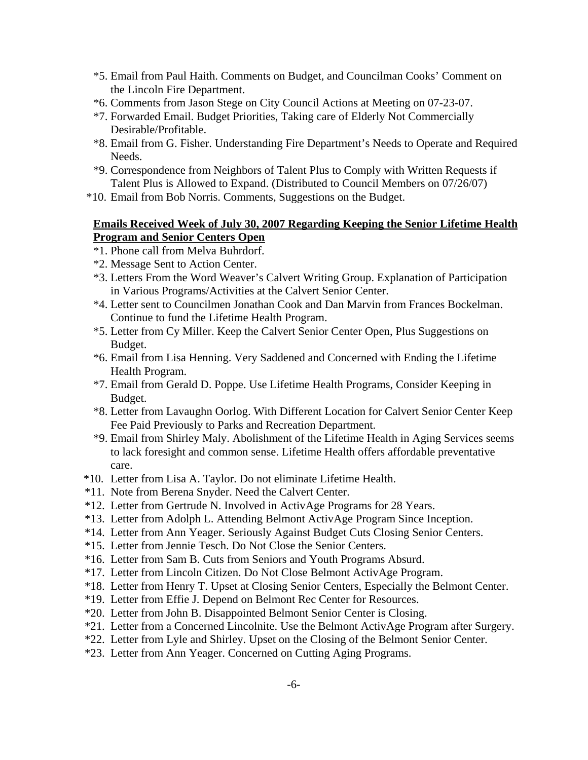*5. Email from Paul Haith. Comments on Budget, and Councilman Cooks' Comment on the Lincoln Fire Department.

*6. Comments from Jason Stege on City Council Actions at Meeting on 07-23-07.

*7. Forwarded Email. Budget Priorities, Taking care of Elderly Not Commercially Desirable/Profitable.

*8. Email from G. Fisher. Understanding Fire Department's Needs to Operate and Required Needs.

*9. Correspondence from Neighbors of Talent Plus to Comply with Written Requests if Talent Plus is Allowed to Expand. (Distributed to Council Members on 07/26/07)

*10. Email from Bob Norris. Comments, Suggestions on the Budget.

**Emails Received Week of July 30, 2007 Regarding Keeping the Senior Lifetime Health Program and Senior Centers Open**

*1. Phone call from Melva Buhrdorf.

*2. Message Sent to Action Center.

*3. Letters From the Word Weaver's Calvert Writing Group. Explanation of Participation in Various Programs/Activities at the Calvert Senior Center.

*4. Letter sent to Councilmen Jonathan Cook and Dan Marvin from Frances Bockelman. Continue to fund the Lifetime Health Program.

*5. Letter from Cy Miller. Keep the Calvert Senior Center Open, Plus Suggestions on Budget.

*6. Email from Lisa Henning. Very Saddened and Concerned with Ending the Lifetime Health Program.

*7. Email from Gerald D. Poppe. Use Lifetime Health Programs, Consider Keeping in Budget.

*8. Letter from Lavaughn Oorlog. With Different Location for Calvert Senior Center Keep Fee Paid Previously to Parks and Recreation Department.

*9. Email from Shirley Maly. Abolishment of the Lifetime Health in Aging Services seems to lack foresight and common sense. Lifetime Health offers affordable preventative care.

*10. Letter from Lisa A. Taylor. Do not eliminate Lifetime Health.

*11. Note from Berena Snyder. Need the Calvert Center.

*12. Letter from Gertrude N. Involved in ActivAge Programs for 28 Years.

*13. Letter from Adolph L. Attending Belmont ActivAge Program Since Inception.

*14. Letter from Ann Yeager. Seriously Against Budget Cuts Closing Senior Centers.

*15. Letter from Jennie Tesch. Do Not Close the Senior Centers.

*16. Letter from Sam B. Cuts from Seniors and Youth Programs Absurd.

*17. Letter from Lincoln Citizen. Do Not Close Belmont ActivAge Program.

*18. Letter from Henry T. Upset at Closing Senior Centers, Especially the Belmont Center.

*19. Letter from Effie J. Depend on Belmont Rec Center for Resources.

*20. Letter from John B. Disappointed Belmont Senior Center is Closing.

*21. Letter from a Concerned Lincolnite. Use the Belmont ActivAge Program after Surgery.

*22. Letter from Lyle and Shirley. Upset on the Closing of the Belmont Senior Center.

*23. Letter from Ann Yeager. Concerned on Cutting Aging Programs.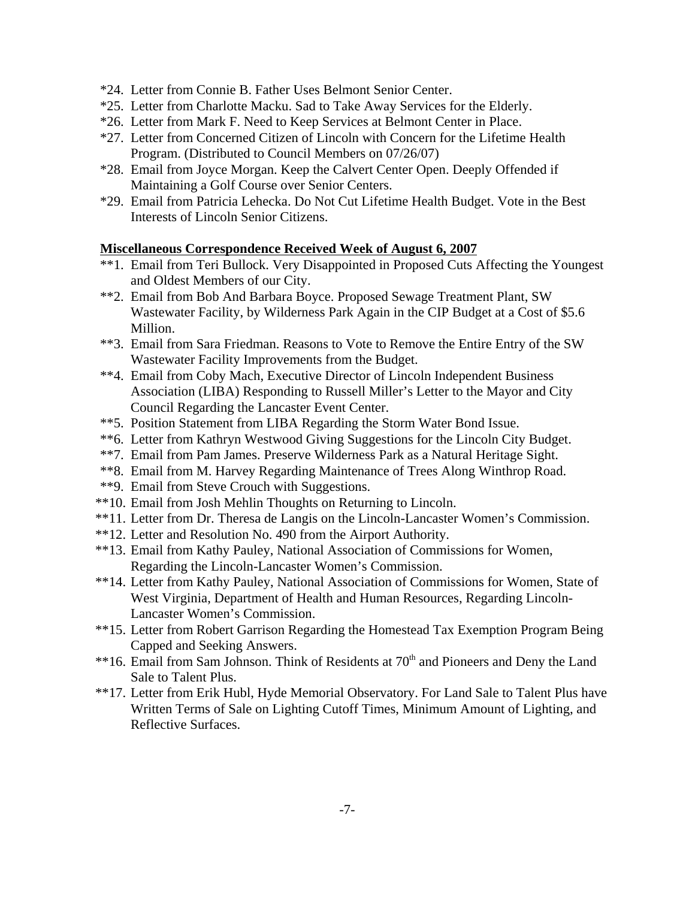*24. Letter from Connie B. Father Uses Belmont Senior Center.

*25. Letter from Charlotte Macku. Sad to Take Away Services for the Elderly.

*26. Letter from Mark F. Need to Keep Services at Belmont Center in Place.

*27. Letter from Concerned Citizen of Lincoln with Concern for the Lifetime Health Program. (Distributed to Council Members on 07/26/07)

*28. Email from Joyce Morgan. Keep the Calvert Center Open. Deeply Offended if Maintaining a Golf Course over Senior Centers.

*29. Email from Patricia Lehecka. Do Not Cut Lifetime Health Budget. Vote in the Best Interests of Lincoln Senior Citizens.

**Miscellaneous Correspondence Received Week of August 6, 2007**

**1. Email from Teri Bullock. Very Disappointed in Proposed Cuts Affecting the Youngest and Oldest Members of our City.

**2. Email from Bob And Barbara Boyce. Proposed Sewage Treatment Plant, SW Wastewater Facility, by Wilderness Park Again in the CIP Budget at a Cost of $5.6 Million.

**3. Email from Sara Friedman. Reasons to Vote to Remove the Entire Entry of the SW Wastewater Facility Improvements from the Budget.

**4. Email from Coby Mach, Executive Director of Lincoln Independent Business Association (LIBA) Responding to Russell Miller's Letter to the Mayor and City Council Regarding the Lancaster Event Center.

**5. Position Statement from LIBA Regarding the Storm Water Bond Issue.

**6. Letter from Kathryn Westwood Giving Suggestions for the Lincoln City Budget.

**7. Email from Pam James. Preserve Wilderness Park as a Natural Heritage Sight.

**8. Email from M. Harvey Regarding Maintenance of Trees Along Winthrop Road.

**9. Email from Steve Crouch with Suggestions.

**10. Email from Josh Mehlin Thoughts on Returning to Lincoln.

**11. Letter from Dr. Theresa de Langis on the Lincoln-Lancaster Women's Commission.

**12. Letter and Resolution No. 490 from the Airport Authority.

**13. Email from Kathy Pauley, National Association of Commissions for Women, Regarding the Lincoln-Lancaster Women's Commission.

**14. Letter from Kathy Pauley, National Association of Commissions for Women, State of West Virginia, Department of Health and Human Resources, Regarding Lincoln-Lancaster Women's Commission.

**15. Letter from Robert Garrison Regarding the Homestead Tax Exemption Program Being Capped and Seeking Answers.

**16. Email from Sam Johnson. Think of Residents at 70th and Pioneers and Deny the Land Sale to Talent Plus.

**17. Letter from Erik Hubl, Hyde Memorial Observatory. For Land Sale to Talent Plus have Written Terms of Sale on Lighting Cutoff Times, Minimum Amount of Lighting, and Reflective Surfaces.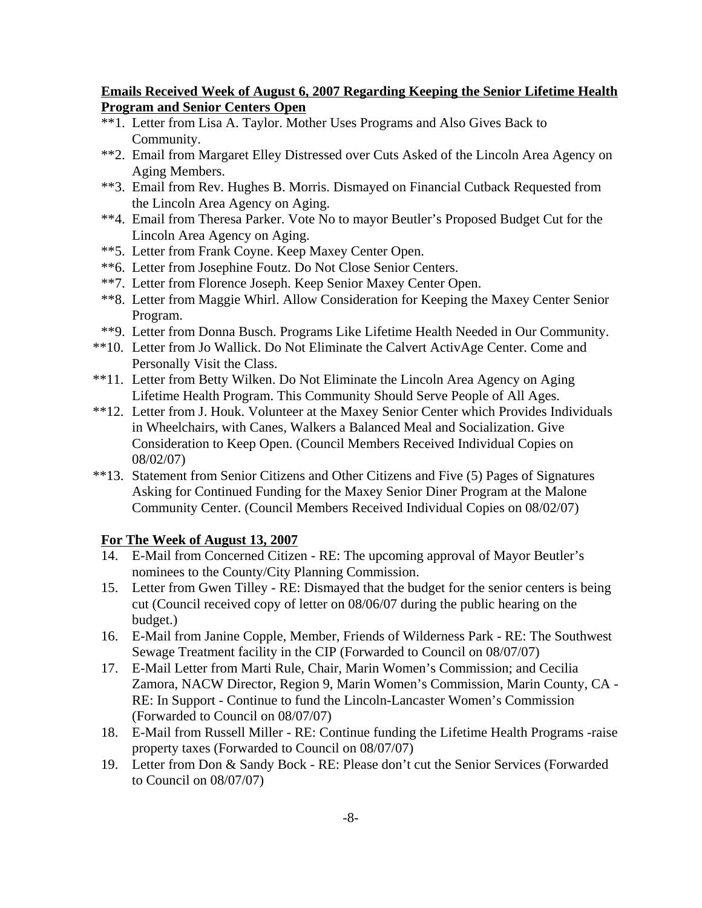**Emails Received Week of August 6, 2007 Regarding Keeping the Senior Lifetime Health Program and Senior Centers Open**

**1. Letter from Lisa A. Taylor. Mother Uses Programs and Also Gives Back to Community.

**2. Email from Margaret Elley Distressed over Cuts Asked of the Lincoln Area Agency on Aging Members.

**3. Email from Rev. Hughes B. Morris. Dismayed on Financial Cutback Requested from the Lincoln Area Agency on Aging.

**4. Email from Theresa Parker. Vote No to mayor Beutler's Proposed Budget Cut for the Lincoln Area Agency on Aging.

**5. Letter from Frank Coyne. Keep Maxey Center Open.

**6. Letter from Josephine Foutz. Do Not Close Senior Centers.

**7. Letter from Florence Joseph. Keep Senior Maxey Center Open.

**8. Letter from Maggie Whirl. Allow Consideration for Keeping the Maxey Center Senior Program.

**9. Letter from Donna Busch. Programs Like Lifetime Health Needed in Our Community.

**10. Letter from Jo Wallick. Do Not Eliminate the Calvert ActivAge Center. Come and Personally Visit the Class.

**11. Letter from Betty Wilken. Do Not Eliminate the Lincoln Area Agency on Aging Lifetime Health Program. This Community Should Serve People of All Ages.

**12. Letter from J. Houk. Volunteer at the Maxey Senior Center which Provides Individuals in Wheelchairs, with Canes, Walkers a Balanced Meal and Socialization. Give Consideration to Keep Open. (Council Members Received Individual Copies on 08/02/07)

**13. Statement from Senior Citizens and Other Citizens and Five (5) Pages of Signatures Asking for Continued Funding for the Maxey Senior Diner Program at the Malone Community Center. (Council Members Received Individual Copies on 08/02/07)

**For The Week of August 13, 2007**

14. E-Mail from Concerned Citizen - RE: The upcoming approval of Mayor Beutler's nominees to the County/City Planning Commission.
15. Letter from Gwen Tilley - RE: Dismayed that the budget for the senior centers is being cut (Council received copy of letter on 08/06/07 during the public hearing on the budget.)
16. E-Mail from Janine Copple, Member, Friends of Wilderness Park - RE: The Southwest Sewage Treatment facility in the CIP (Forwarded to Council on 08/07/07)
17. E-Mail Letter from Marti Rule, Chair, Marin Women's Commission; and Cecilia Zamora, NACW Director, Region 9, Marin Women's Commission, Marin County, CA - RE: In Support - Continue to fund the Lincoln-Lancaster Women's Commission (Forwarded to Council on 08/07/07)
18. E-Mail from Russell Miller - RE: Continue funding the Lifetime Health Programs -raise property taxes (Forwarded to Council on 08/07/07)
19. Letter from Don & Sandy Bock - RE: Please don't cut the Senior Services (Forwarded to Council on 08/07/07)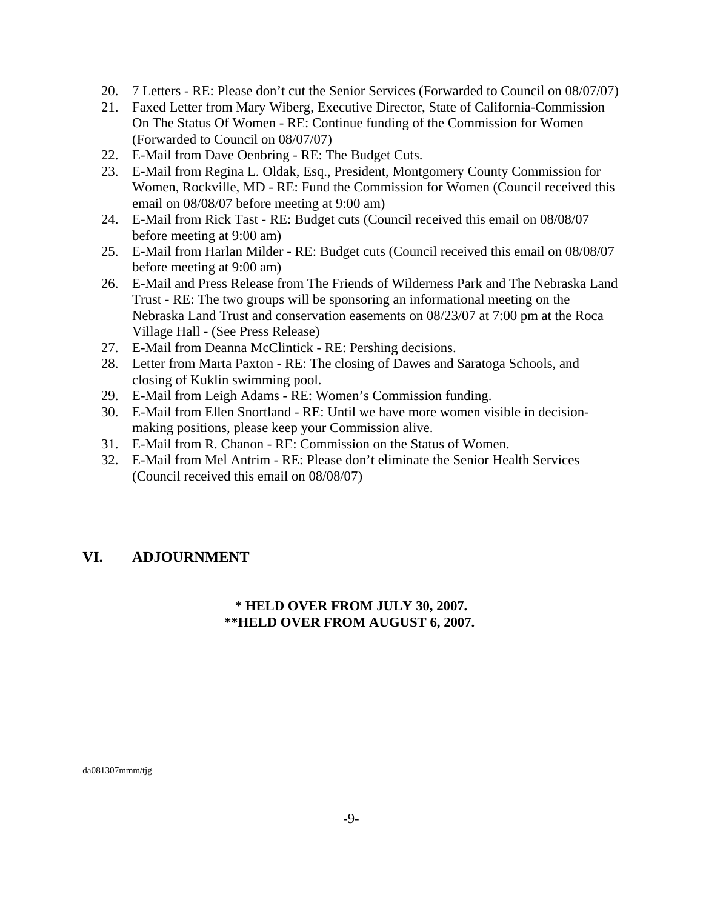20. 7 Letters - RE: Please don't cut the Senior Services (Forwarded to Council on 08/07/07)
21. Faxed Letter from Mary Wiberg, Executive Director, State of California-Commission On The Status Of Women - RE: Continue funding of the Commission for Women (Forwarded to Council on 08/07/07)
22. E-Mail from Dave Oenbring - RE: The Budget Cuts.
23. E-Mail from Regina L. Oldak, Esq., President, Montgomery County Commission for Women, Rockville, MD - RE: Fund the Commission for Women (Council received this email on 08/08/07 before meeting at 9:00 am)
24. E-Mail from Rick Tast - RE: Budget cuts (Council received this email on 08/08/07 before meeting at 9:00 am)
25. E-Mail from Harlan Milder - RE: Budget cuts (Council received this email on 08/08/07 before meeting at 9:00 am)
26. E-Mail and Press Release from The Friends of Wilderness Park and The Nebraska Land Trust - RE: The two groups will be sponsoring an informational meeting on the Nebraska Land Trust and conservation easements on 08/23/07 at 7:00 pm at the Roca Village Hall - (See Press Release)
27. E-Mail from Deanna McClintick - RE: Pershing decisions.
28. Letter from Marta Paxton - RE: The closing of Dawes and Saratoga Schools, and closing of Kuklin swimming pool.
29. E-Mail from Leigh Adams - RE: Women's Commission funding.
30. E-Mail from Ellen Snortland - RE: Until we have more women visible in decision-making positions, please keep your Commission alive.
31. E-Mail from R. Chanon - RE: Commission on the Status of Women.
32. E-Mail from Mel Antrim - RE: Please don't eliminate the Senior Health Services (Council received this email on 08/08/07)

## VI. ADJOURNMENT

\* **HELD OVER FROM JULY 30, 2007.**
**\*\*HELD OVER FROM AUGUST 6, 2007.**

da081307mmm/tjg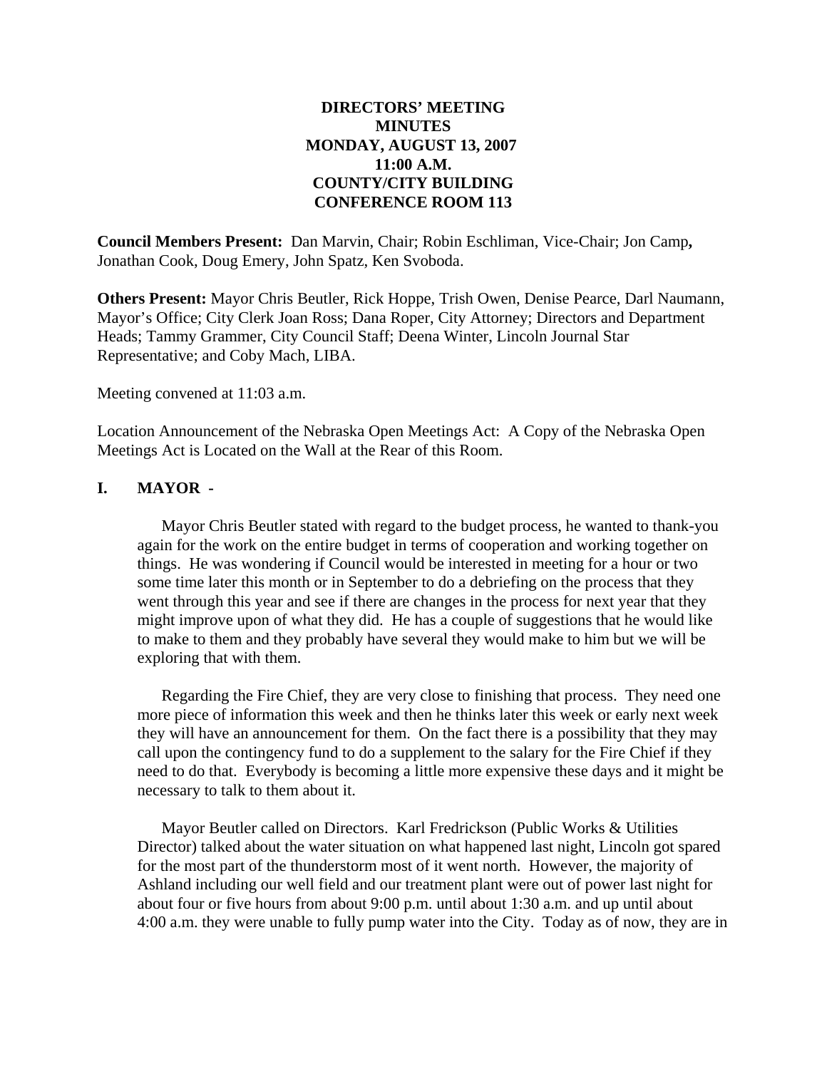**DIRECTORS' MEETING**
**MINUTES**
**MONDAY, AUGUST 13, 2007**
**11:00 A.M.**
**COUNTY/CITY BUILDING**
**CONFERENCE ROOM 113**

**Council Members Present:** Dan Marvin, Chair; Robin Eschliman, Vice-Chair; Jon Camp**,** Jonathan Cook, Doug Emery, John Spatz, Ken Svoboda.

**Others Present:** Mayor Chris Beutler, Rick Hoppe, Trish Owen, Denise Pearce, Darl Naumann, Mayor's Office; City Clerk Joan Ross; Dana Roper, City Attorney; Directors and Department Heads; Tammy Grammer, City Council Staff; Deena Winter, Lincoln Journal Star Representative; and Coby Mach, LIBA.

Meeting convened at 11:03 a.m.

Location Announcement of the Nebraska Open Meetings Act: A Copy of the Nebraska Open Meetings Act is Located on the Wall at the Rear of this Room.

## I. MAYOR -

Mayor Chris Beutler stated with regard to the budget process, he wanted to thank-you again for the work on the entire budget in terms of cooperation and working together on things. He was wondering if Council would be interested in meeting for a hour or two some time later this month or in September to do a debriefing on the process that they went through this year and see if there are changes in the process for next year that they might improve upon of what they did. He has a couple of suggestions that he would like to make to them and they probably have several they would make to him but we will be exploring that with them.

Regarding the Fire Chief, they are very close to finishing that process. They need one more piece of information this week and then he thinks later this week or early next week they will have an announcement for them. On the fact there is a possibility that they may call upon the contingency fund to do a supplement to the salary for the Fire Chief if they need to do that. Everybody is becoming a little more expensive these days and it might be necessary to talk to them about it.

Mayor Beutler called on Directors. Karl Fredrickson (Public Works & Utilities Director) talked about the water situation on what happened last night, Lincoln got spared for the most part of the thunderstorm most of it went north. However, the majority of Ashland including our well field and our treatment plant were out of power last night for about four or five hours from about 9:00 p.m. until about 1:30 a.m. and up until about 4:00 a.m. they were unable to fully pump water into the City. Today as of now, they are in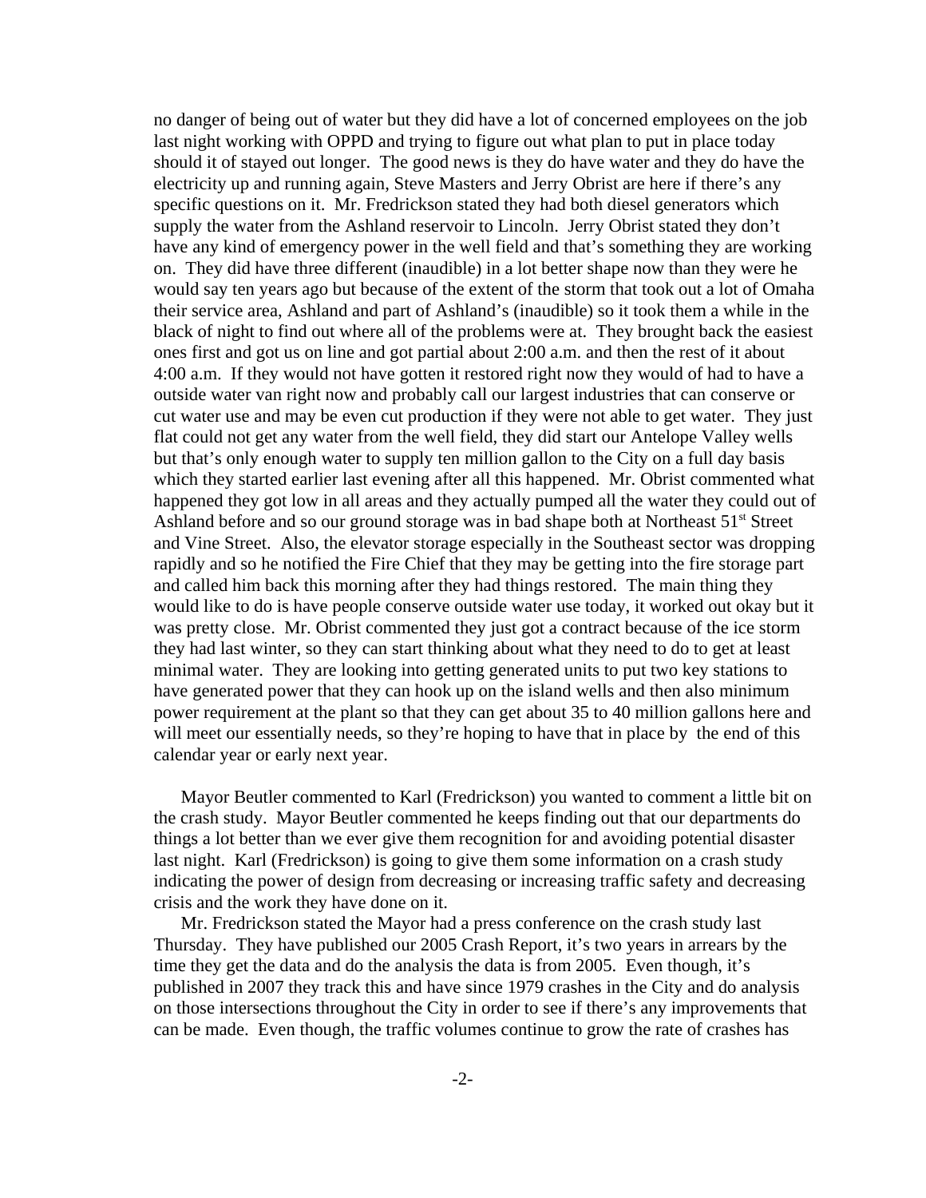no danger of being out of water but they did have a lot of concerned employees on the job last night working with OPPD and trying to figure out what plan to put in place today should it of stayed out longer. The good news is they do have water and they do have the electricity up and running again, Steve Masters and Jerry Obrist are here if there's any specific questions on it. Mr. Fredrickson stated they had both diesel generators which supply the water from the Ashland reservoir to Lincoln. Jerry Obrist stated they don't have any kind of emergency power in the well field and that's something they are working on. They did have three different (inaudible) in a lot better shape now than they were he would say ten years ago but because of the extent of the storm that took out a lot of Omaha their service area, Ashland and part of Ashland's (inaudible) so it took them a while in the black of night to find out where all of the problems were at. They brought back the easiest ones first and got us on line and got partial about 2:00 a.m. and then the rest of it about 4:00 a.m. If they would not have gotten it restored right now they would of had to have a outside water van right now and probably call our largest industries that can conserve or cut water use and may be even cut production if they were not able to get water. They just flat could not get any water from the well field, they did start our Antelope Valley wells but that's only enough water to supply ten million gallon to the City on a full day basis which they started earlier last evening after all this happened. Mr. Obrist commented what happened they got low in all areas and they actually pumped all the water they could out of Ashland before and so our ground storage was in bad shape both at Northeast 51st Street and Vine Street. Also, the elevator storage especially in the Southeast sector was dropping rapidly and so he notified the Fire Chief that they may be getting into the fire storage part and called him back this morning after they had things restored. The main thing they would like to do is have people conserve outside water use today, it worked out okay but it was pretty close. Mr. Obrist commented they just got a contract because of the ice storm they had last winter, so they can start thinking about what they need to do to get at least minimal water. They are looking into getting generated units to put two key stations to have generated power that they can hook up on the island wells and then also minimum power requirement at the plant so that they can get about 35 to 40 million gallons here and will meet our essentially needs, so they're hoping to have that in place by the end of this calendar year or early next year.

Mayor Beutler commented to Karl (Fredrickson) you wanted to comment a little bit on the crash study. Mayor Beutler commented he keeps finding out that our departments do things a lot better than we ever give them recognition for and avoiding potential disaster last night. Karl (Fredrickson) is going to give them some information on a crash study indicating the power of design from decreasing or increasing traffic safety and decreasing crisis and the work they have done on it.

Mr. Fredrickson stated the Mayor had a press conference on the crash study last Thursday. They have published our 2005 Crash Report, it's two years in arrears by the time they get the data and do the analysis the data is from 2005. Even though, it's published in 2007 they track this and have since 1979 crashes in the City and do analysis on those intersections throughout the City in order to see if there's any improvements that can be made. Even though, the traffic volumes continue to grow the rate of crashes has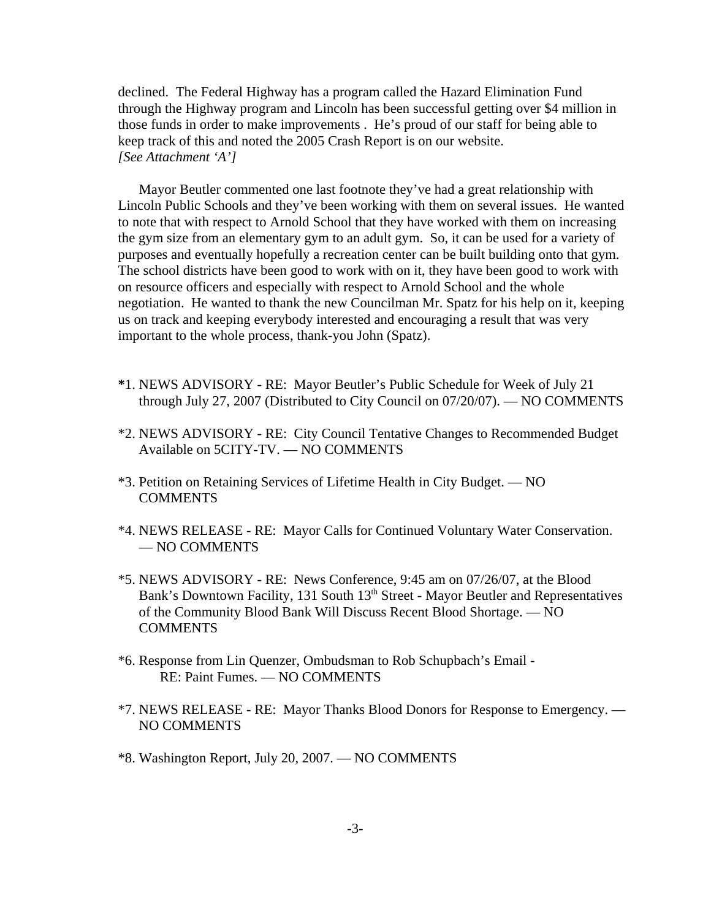declined. The Federal Highway has a program called the Hazard Elimination Fund through the Highway program and Lincoln has been successful getting over $4 million in those funds in order to make improvements . He's proud of our staff for being able to keep track of this and noted the 2005 Crash Report is on our website.
*[See Attachment 'A']*

Mayor Beutler commented one last footnote they've had a great relationship with Lincoln Public Schools and they've been working with them on several issues. He wanted to note that with respect to Arnold School that they have worked with them on increasing the gym size from an elementary gym to an adult gym. So, it can be used for a variety of purposes and eventually hopefully a recreation center can be built building onto that gym. The school districts have been good to work with on it, they have been good to work with on resource officers and especially with respect to Arnold School and the whole negotiation. He wanted to thank the new Councilman Mr. Spatz for his help on it, keeping us on track and keeping everybody interested and encouraging a result that was very important to the whole process, thank-you John (Spatz).

**\***1. NEWS ADVISORY - RE: Mayor Beutler's Public Schedule for Week of July 21 through July 27, 2007 (Distributed to City Council on 07/20/07). — NO COMMENTS

*2. NEWS ADVISORY - RE: City Council Tentative Changes to Recommended Budget Available on 5CITY-TV. — NO COMMENTS

*3. Petition on Retaining Services of Lifetime Health in City Budget. — NO COMMENTS

*4. NEWS RELEASE - RE: Mayor Calls for Continued Voluntary Water Conservation. — NO COMMENTS

*5. NEWS ADVISORY - RE: News Conference, 9:45 am on 07/26/07, at the Blood Bank's Downtown Facility, 131 South 13th Street - Mayor Beutler and Representatives of the Community Blood Bank Will Discuss Recent Blood Shortage. — NO COMMENTS

*6. Response from Lin Quenzer, Ombudsman to Rob Schupbach's Email - RE: Paint Fumes. — NO COMMENTS

*7. NEWS RELEASE - RE: Mayor Thanks Blood Donors for Response to Emergency. — NO COMMENTS

*8. Washington Report, July 20, 2007. — NO COMMENTS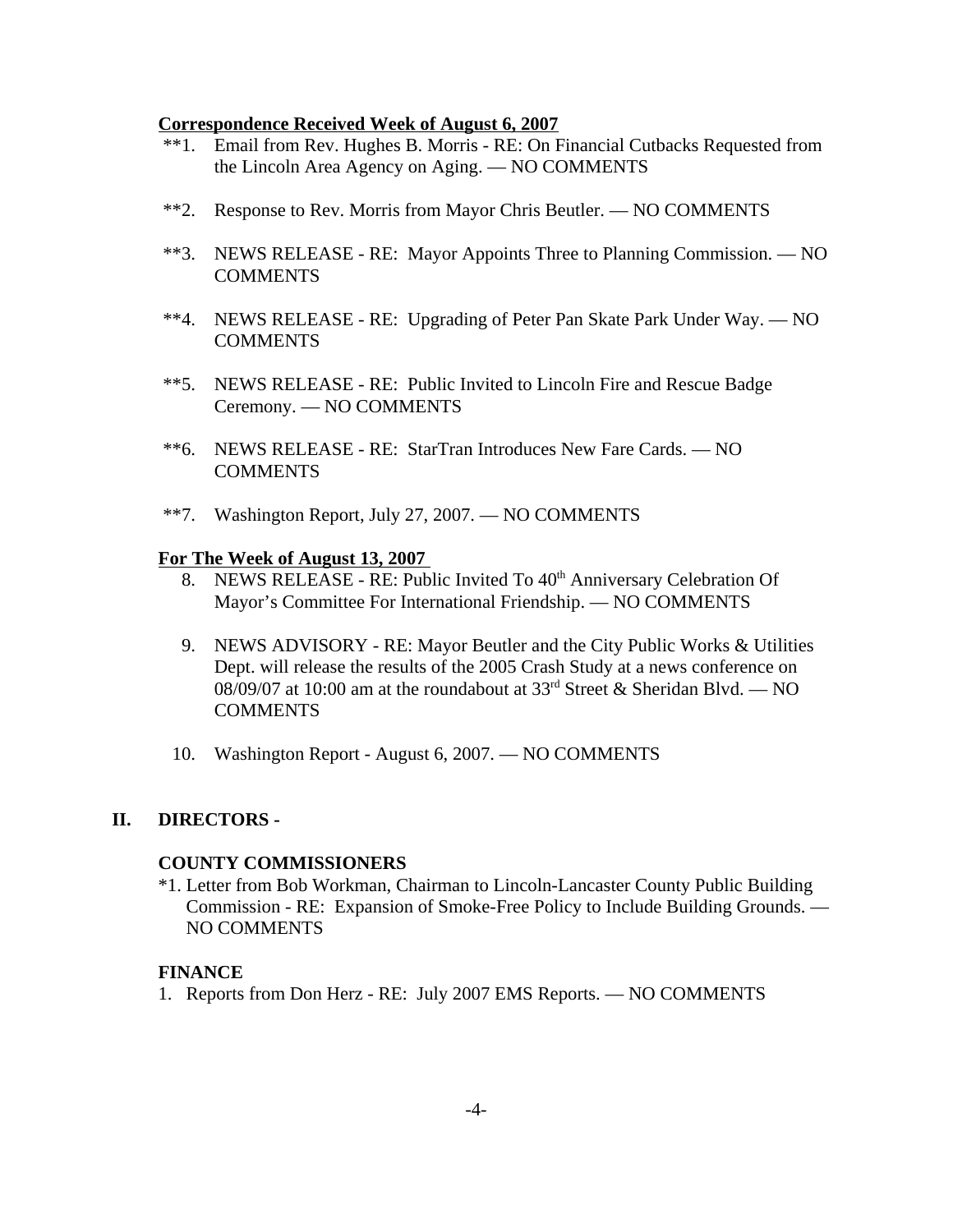**Correspondence Received Week of August 6, 2007**

**1. Email from Rev. Hughes B. Morris - RE: On Financial Cutbacks Requested from the Lincoln Area Agency on Aging. — NO COMMENTS

**2. Response to Rev. Morris from Mayor Chris Beutler. — NO COMMENTS

**3. NEWS RELEASE - RE: Mayor Appoints Three to Planning Commission. — NO COMMENTS

**4. NEWS RELEASE - RE: Upgrading of Peter Pan Skate Park Under Way. — NO COMMENTS

**5. NEWS RELEASE - RE: Public Invited to Lincoln Fire and Rescue Badge Ceremony. — NO COMMENTS

**6. NEWS RELEASE - RE: StarTran Introduces New Fare Cards. — NO COMMENTS

**7. Washington Report, July 27, 2007. — NO COMMENTS

**For The Week of August 13, 2007**

8. NEWS RELEASE - RE: Public Invited To 40th Anniversary Celebration Of Mayor's Committee For International Friendship. — NO COMMENTS

9. NEWS ADVISORY - RE: Mayor Beutler and the City Public Works & Utilities Dept. will release the results of the 2005 Crash Study at a news conference on 08/09/07 at 10:00 am at the roundabout at 33rd Street & Sheridan Blvd. — NO COMMENTS

10. Washington Report - August 6, 2007. — NO COMMENTS

## II. DIRECTORS -

**COUNTY COMMISSIONERS**

*1. Letter from Bob Workman, Chairman to Lincoln-Lancaster County Public Building Commission - RE: Expansion of Smoke-Free Policy to Include Building Grounds. — NO COMMENTS

**FINANCE**

1. Reports from Don Herz - RE: July 2007 EMS Reports. — NO COMMENTS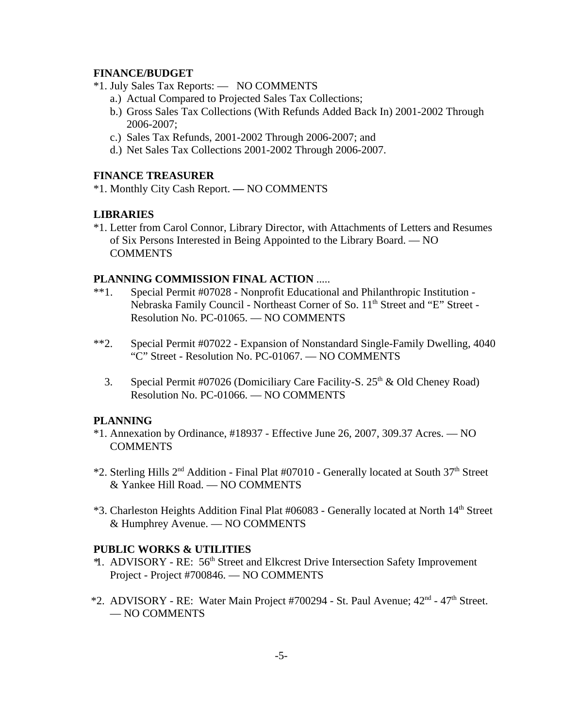**FINANCE/BUDGET**

*1. July Sales Tax Reports: — NO COMMENTS
   a.) Actual Compared to Projected Sales Tax Collections;
   b.) Gross Sales Tax Collections (With Refunds Added Back In) 2001-2002 Through 2006-2007;
   c.) Sales Tax Refunds, 2001-2002 Through 2006-2007; and
   d.) Net Sales Tax Collections 2001-2002 Through 2006-2007.

**FINANCE TREASURER**

*1. Monthly City Cash Report. — NO COMMENTS

**LIBRARIES**

*1. Letter from Carol Connor, Library Director, with Attachments of Letters and Resumes of Six Persons Interested in Being Appointed to the Library Board. — NO COMMENTS

**PLANNING COMMISSION FINAL ACTION** .....

**1. Special Permit #07028 - Nonprofit Educational and Philanthropic Institution - Nebraska Family Council - Northeast Corner of So. 11th Street and "E" Street - Resolution No. PC-01065. — NO COMMENTS

**2. Special Permit #07022 - Expansion of Nonstandard Single-Family Dwelling, 4040 "C" Street - Resolution No. PC-01067. — NO COMMENTS

3. Special Permit #07026 (Domiciliary Care Facility-S. 25th & Old Cheney Road) Resolution No. PC-01066. — NO COMMENTS

**PLANNING**

*1. Annexation by Ordinance, #18937 - Effective June 26, 2007, 309.37 Acres. — NO COMMENTS

*2. Sterling Hills 2nd Addition - Final Plat #07010 - Generally located at South 37th Street & Yankee Hill Road. — NO COMMENTS

*3. Charleston Heights Addition Final Plat #06083 - Generally located at North 14th Street & Humphrey Avenue. — NO COMMENTS

**PUBLIC WORKS & UTILITIES**

*1. ADVISORY - RE: 56th Street and Elkcrest Drive Intersection Safety Improvement Project - Project #700846. — NO COMMENTS

*2. ADVISORY - RE: Water Main Project #700294 - St. Paul Avenue; 42nd - 47th Street. — NO COMMENTS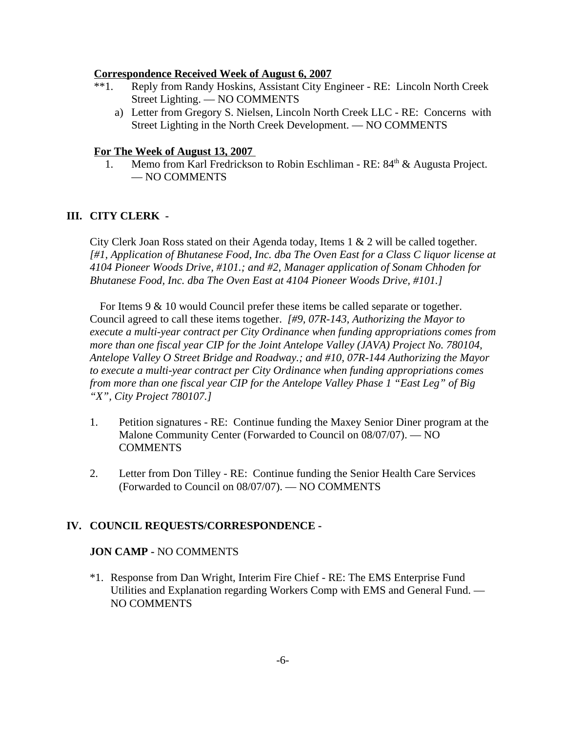**Correspondence Received Week of August 6, 2007**

**1. Reply from Randy Hoskins, Assistant City Engineer - RE: Lincoln North Creek Street Lighting. — NO COMMENTS

a) Letter from Gregory S. Nielsen, Lincoln North Creek LLC - RE: Concerns with Street Lighting in the North Creek Development. — NO COMMENTS

**For The Week of August 13, 2007**

1. Memo from Karl Fredrickson to Robin Eschliman - RE: 84th & Augusta Project. — NO COMMENTS

## III. CITY CLERK -

City Clerk Joan Ross stated on their Agenda today, Items 1 & 2 will be called together. *[#1, Application of Bhutanese Food, Inc. dba The Oven East for a Class C liquor license at 4104 Pioneer Woods Drive, #101.; and #2, Manager application of Sonam Chhoden for Bhutanese Food, Inc. dba The Oven East at 4104 Pioneer Woods Drive, #101.]*

For Items 9 & 10 would Council prefer these items be called separate or together. Council agreed to call these items together. *[#9, 07R-143, Authorizing the Mayor to execute a multi-year contract per City Ordinance when funding appropriations comes from more than one fiscal year CIP for the Joint Antelope Valley (JAVA) Project No. 780104, Antelope Valley O Street Bridge and Roadway.; and #10, 07R-144 Authorizing the Mayor to execute a multi-year contract per City Ordinance when funding appropriations comes from more than one fiscal year CIP for the Antelope Valley Phase 1 "East Leg" of Big "X", City Project 780107.]*

1. Petition signatures - RE: Continue funding the Maxey Senior Diner program at the Malone Community Center (Forwarded to Council on 08/07/07). — NO COMMENTS

2. Letter from Don Tilley - RE: Continue funding the Senior Health Care Services (Forwarded to Council on 08/07/07). — NO COMMENTS

## IV. COUNCIL REQUESTS/CORRESPONDENCE -

**JON CAMP -** NO COMMENTS

*1. Response from Dan Wright, Interim Fire Chief - RE: The EMS Enterprise Fund Utilities and Explanation regarding Workers Comp with EMS and General Fund. — NO COMMENTS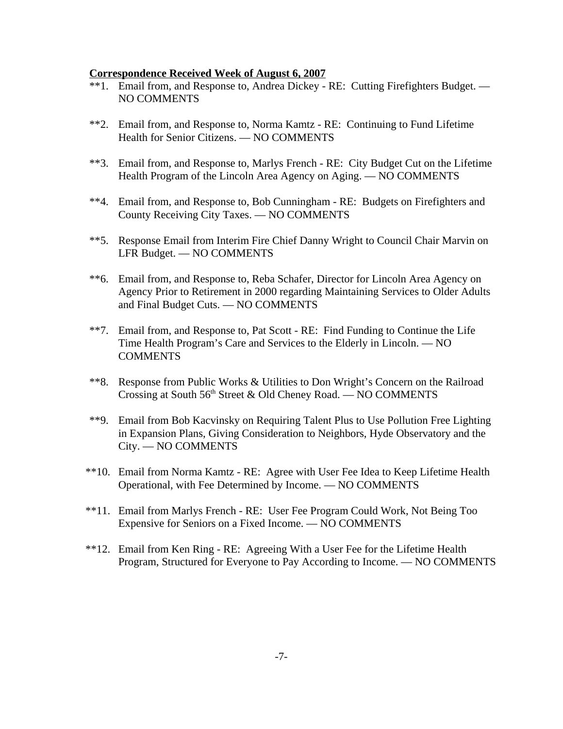**Correspondence Received Week of August 6, 2007**

**1. Email from, and Response to, Andrea Dickey - RE: Cutting Firefighters Budget. — NO COMMENTS

**2. Email from, and Response to, Norma Kamtz - RE: Continuing to Fund Lifetime Health for Senior Citizens. — NO COMMENTS

**3. Email from, and Response to, Marlys French - RE: City Budget Cut on the Lifetime Health Program of the Lincoln Area Agency on Aging. — NO COMMENTS

**4. Email from, and Response to, Bob Cunningham - RE: Budgets on Firefighters and County Receiving City Taxes. — NO COMMENTS

**5. Response Email from Interim Fire Chief Danny Wright to Council Chair Marvin on LFR Budget. — NO COMMENTS

**6. Email from, and Response to, Reba Schafer, Director for Lincoln Area Agency on Agency Prior to Retirement in 2000 regarding Maintaining Services to Older Adults and Final Budget Cuts. — NO COMMENTS

**7. Email from, and Response to, Pat Scott - RE: Find Funding to Continue the Life Time Health Program's Care and Services to the Elderly in Lincoln. — NO COMMENTS

**8. Response from Public Works & Utilities to Don Wright's Concern on the Railroad Crossing at South 56th Street & Old Cheney Road. — NO COMMENTS

**9. Email from Bob Kacvinsky on Requiring Talent Plus to Use Pollution Free Lighting in Expansion Plans, Giving Consideration to Neighbors, Hyde Observatory and the City. — NO COMMENTS

**10. Email from Norma Kamtz - RE: Agree with User Fee Idea to Keep Lifetime Health Operational, with Fee Determined by Income. — NO COMMENTS

**11. Email from Marlys French - RE: User Fee Program Could Work, Not Being Too Expensive for Seniors on a Fixed Income. — NO COMMENTS

**12. Email from Ken Ring - RE: Agreeing With a User Fee for the Lifetime Health Program, Structured for Everyone to Pay According to Income. — NO COMMENTS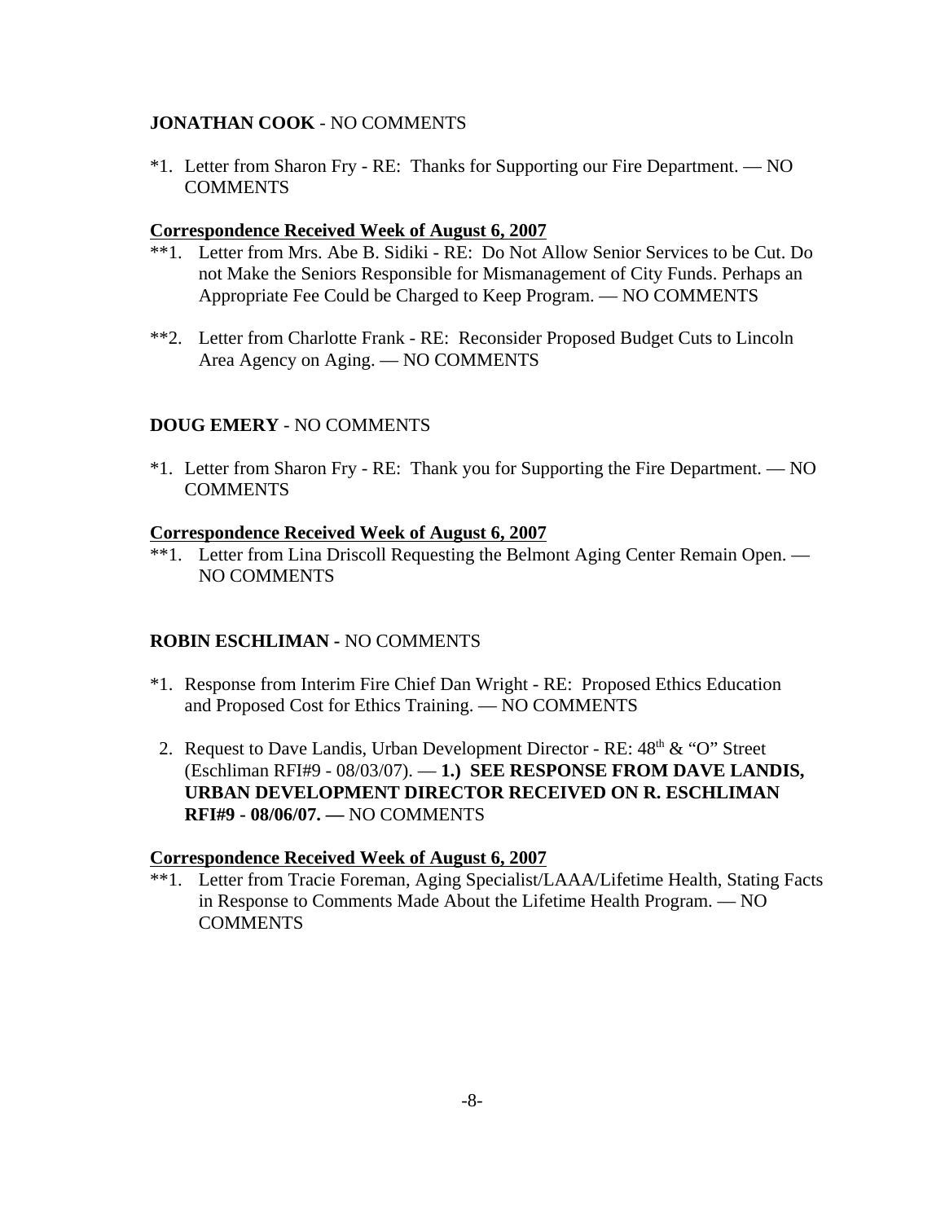**JONATHAN COOK** - NO COMMENTS

*1. Letter from Sharon Fry - RE: Thanks for Supporting our Fire Department. — NO COMMENTS

**Correspondence Received Week of August 6, 2007**

**1. Letter from Mrs. Abe B. Sidiki - RE: Do Not Allow Senior Services to be Cut. Do not Make the Seniors Responsible for Mismanagement of City Funds. Perhaps an Appropriate Fee Could be Charged to Keep Program. — NO COMMENTS

**2. Letter from Charlotte Frank - RE: Reconsider Proposed Budget Cuts to Lincoln Area Agency on Aging. — NO COMMENTS

**DOUG EMERY** - NO COMMENTS

*1. Letter from Sharon Fry - RE: Thank you for Supporting the Fire Department. — NO COMMENTS

**Correspondence Received Week of August 6, 2007**

**1. Letter from Lina Driscoll Requesting the Belmont Aging Center Remain Open. — NO COMMENTS

**ROBIN ESCHLIMAN -** NO COMMENTS

*1. Response from Interim Fire Chief Dan Wright - RE: Proposed Ethics Education and Proposed Cost for Ethics Training. — NO COMMENTS

2. Request to Dave Landis, Urban Development Director - RE: 48th & "O" Street (Eschliman RFI#9 - 08/03/07). — **1.) SEE RESPONSE FROM DAVE LANDIS, URBAN DEVELOPMENT DIRECTOR RECEIVED ON R. ESCHLIMAN RFI#9 - 08/06/07. —** NO COMMENTS

**Correspondence Received Week of August 6, 2007**

**1. Letter from Tracie Foreman, Aging Specialist/LAAA/Lifetime Health, Stating Facts in Response to Comments Made About the Lifetime Health Program. — NO COMMENTS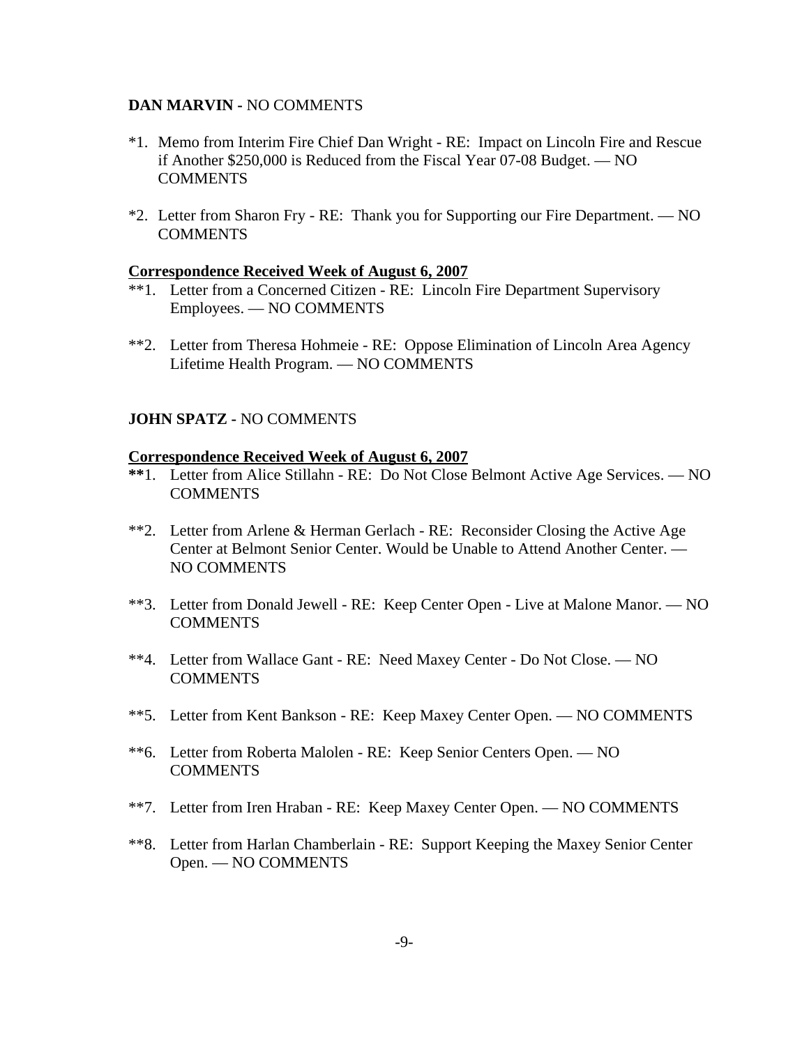**DAN MARVIN -** NO COMMENTS

*1. Memo from Interim Fire Chief Dan Wright - RE: Impact on Lincoln Fire and Rescue if Another $250,000 is Reduced from the Fiscal Year 07-08 Budget. — NO COMMENTS

*2. Letter from Sharon Fry - RE: Thank you for Supporting our Fire Department. — NO COMMENTS

**<u>Correspondence Received Week of August 6, 2007</u>**

**1. Letter from a Concerned Citizen - RE: Lincoln Fire Department Supervisory Employees. — NO COMMENTS

**2. Letter from Theresa Hohmeie - RE: Oppose Elimination of Lincoln Area Agency Lifetime Health Program. — NO COMMENTS

**JOHN SPATZ -** NO COMMENTS

**<u>Correspondence Received Week of August 6, 2007</u>**

**1. Letter from Alice Stillahn - RE: Do Not Close Belmont Active Age Services. — NO COMMENTS

**2. Letter from Arlene & Herman Gerlach - RE: Reconsider Closing the Active Age Center at Belmont Senior Center. Would be Unable to Attend Another Center. — NO COMMENTS

**3. Letter from Donald Jewell - RE: Keep Center Open - Live at Malone Manor. — NO COMMENTS

**4. Letter from Wallace Gant - RE: Need Maxey Center - Do Not Close. — NO COMMENTS

**5. Letter from Kent Bankson - RE: Keep Maxey Center Open. — NO COMMENTS

**6. Letter from Roberta Malolen - RE: Keep Senior Centers Open. — NO COMMENTS

**7. Letter from Iren Hraban - RE: Keep Maxey Center Open. — NO COMMENTS

**8. Letter from Harlan Chamberlain - RE: Support Keeping the Maxey Senior Center Open. — NO COMMENTS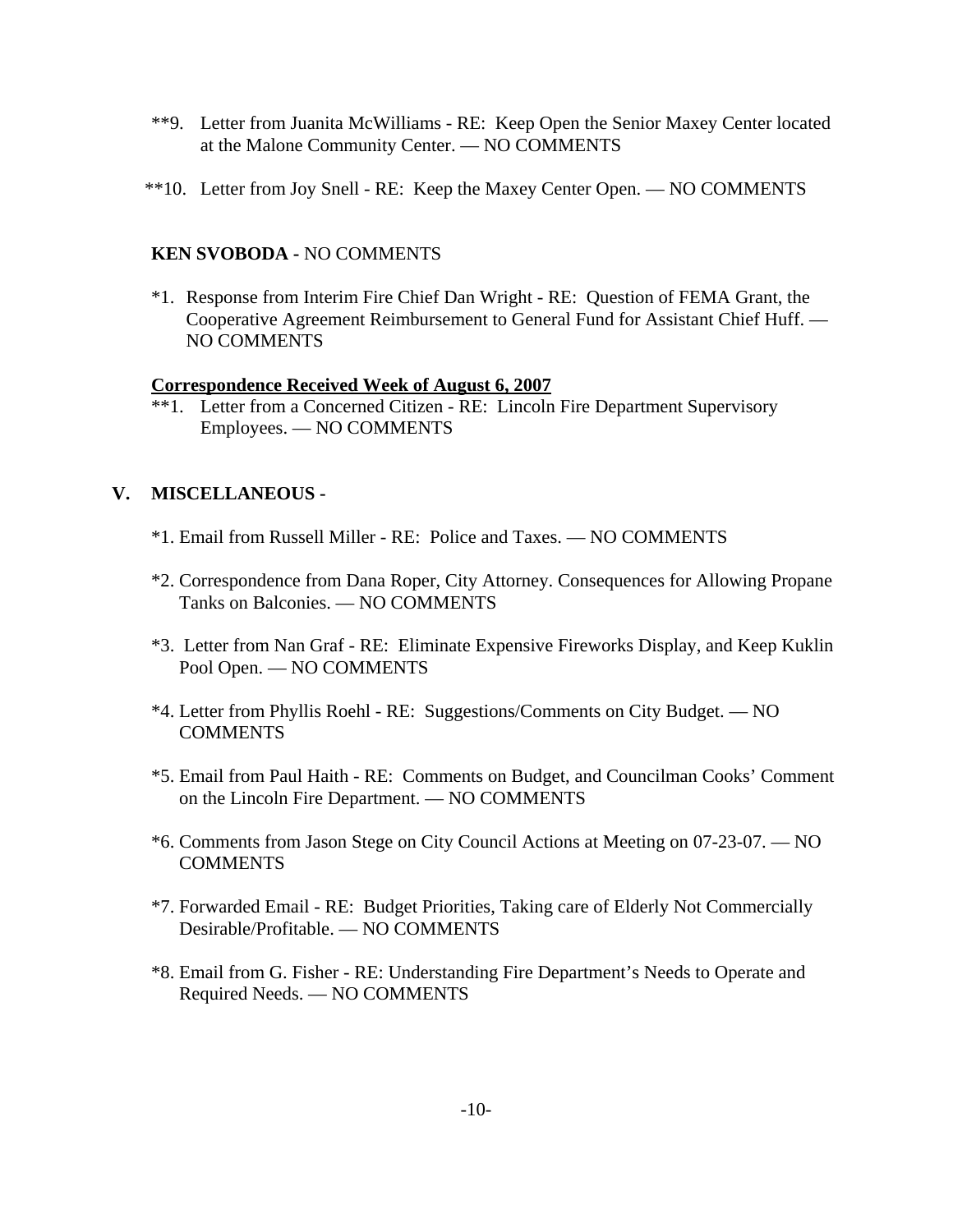**9. Letter from Juanita McWilliams - RE: Keep Open the Senior Maxey Center located at the Malone Community Center. — NO COMMENTS

**10. Letter from Joy Snell - RE: Keep the Maxey Center Open. — NO COMMENTS

**KEN SVOBODA -** NO COMMENTS

*1. Response from Interim Fire Chief Dan Wright - RE: Question of FEMA Grant, the Cooperative Agreement Reimbursement to General Fund for Assistant Chief Huff. — NO COMMENTS

**Correspondence Received Week of August 6, 2007**

**1. Letter from a Concerned Citizen - RE: Lincoln Fire Department Supervisory Employees. — NO COMMENTS

## V. MISCELLANEOUS -

*1. Email from Russell Miller - RE: Police and Taxes. — NO COMMENTS

*2. Correspondence from Dana Roper, City Attorney. Consequences for Allowing Propane Tanks on Balconies. — NO COMMENTS

*3. Letter from Nan Graf - RE: Eliminate Expensive Fireworks Display, and Keep Kuklin Pool Open. — NO COMMENTS

*4. Letter from Phyllis Roehl - RE: Suggestions/Comments on City Budget. — NO COMMENTS

*5. Email from Paul Haith - RE: Comments on Budget, and Councilman Cooks' Comment on the Lincoln Fire Department. — NO COMMENTS

*6. Comments from Jason Stege on City Council Actions at Meeting on 07-23-07. — NO COMMENTS

*7. Forwarded Email - RE: Budget Priorities, Taking care of Elderly Not Commercially Desirable/Profitable. — NO COMMENTS

*8. Email from G. Fisher - RE: Understanding Fire Department's Needs to Operate and Required Needs. — NO COMMENTS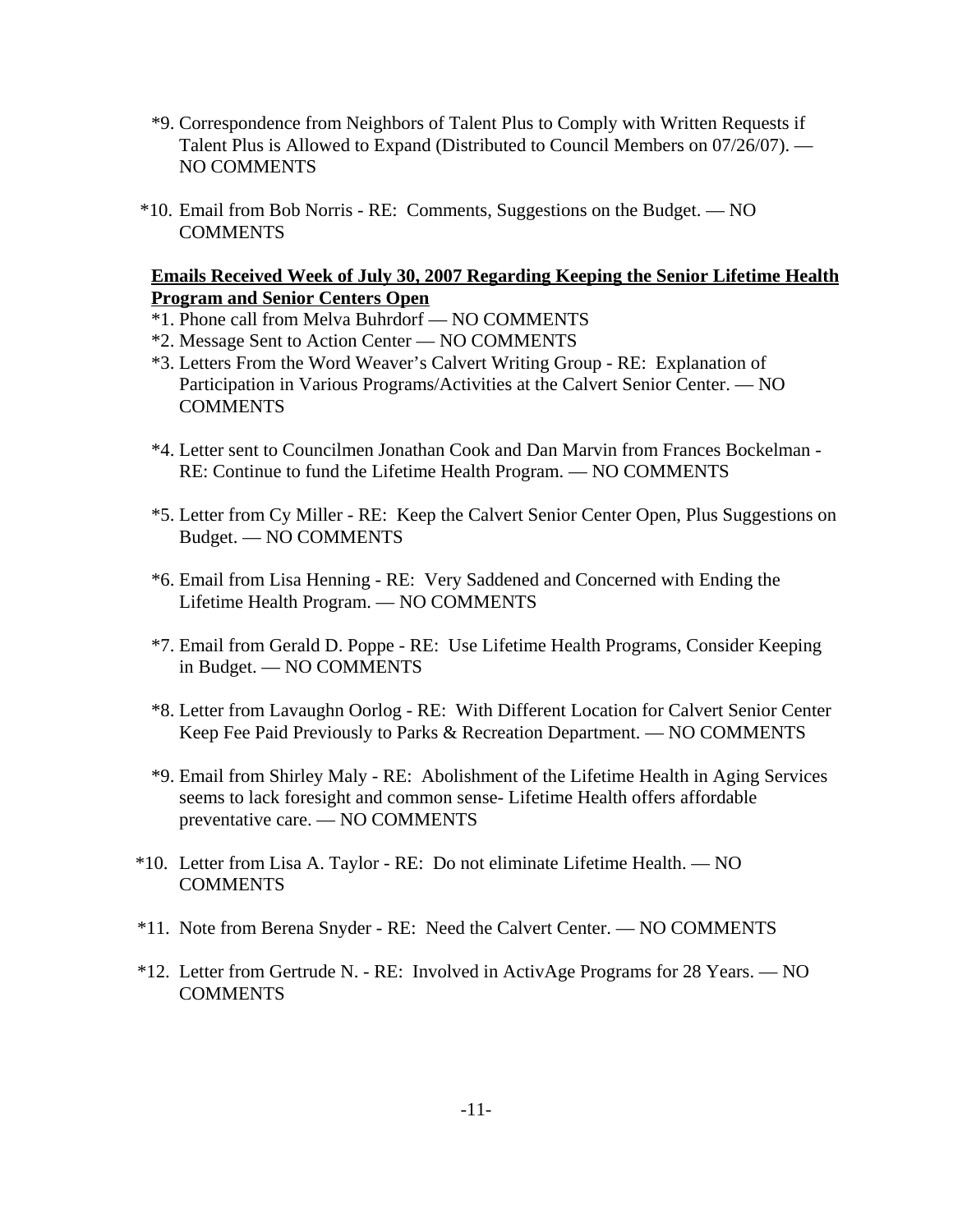*9. Correspondence from Neighbors of Talent Plus to Comply with Written Requests if Talent Plus is Allowed to Expand (Distributed to Council Members on 07/26/07). — NO COMMENTS

*10. Email from Bob Norris - RE: Comments, Suggestions on the Budget. — NO COMMENTS

**Emails Received Week of July 30, 2007 Regarding Keeping the Senior Lifetime Health Program and Senior Centers Open**

*1. Phone call from Melva Buhrdorf — NO COMMENTS

*2. Message Sent to Action Center — NO COMMENTS

*3. Letters From the Word Weaver's Calvert Writing Group - RE: Explanation of Participation in Various Programs/Activities at the Calvert Senior Center. — NO COMMENTS

*4. Letter sent to Councilmen Jonathan Cook and Dan Marvin from Frances Bockelman - RE: Continue to fund the Lifetime Health Program. — NO COMMENTS

*5. Letter from Cy Miller - RE: Keep the Calvert Senior Center Open, Plus Suggestions on Budget. — NO COMMENTS

*6. Email from Lisa Henning - RE: Very Saddened and Concerned with Ending the Lifetime Health Program. — NO COMMENTS

*7. Email from Gerald D. Poppe - RE: Use Lifetime Health Programs, Consider Keeping in Budget. — NO COMMENTS

*8. Letter from Lavaughn Oorlog - RE: With Different Location for Calvert Senior Center Keep Fee Paid Previously to Parks & Recreation Department. — NO COMMENTS

*9. Email from Shirley Maly - RE: Abolishment of the Lifetime Health in Aging Services seems to lack foresight and common sense- Lifetime Health offers affordable preventative care. — NO COMMENTS

*10. Letter from Lisa A. Taylor - RE: Do not eliminate Lifetime Health. — NO COMMENTS

*11. Note from Berena Snyder - RE: Need the Calvert Center. — NO COMMENTS

*12. Letter from Gertrude N. - RE: Involved in ActivAge Programs for 28 Years. — NO COMMENTS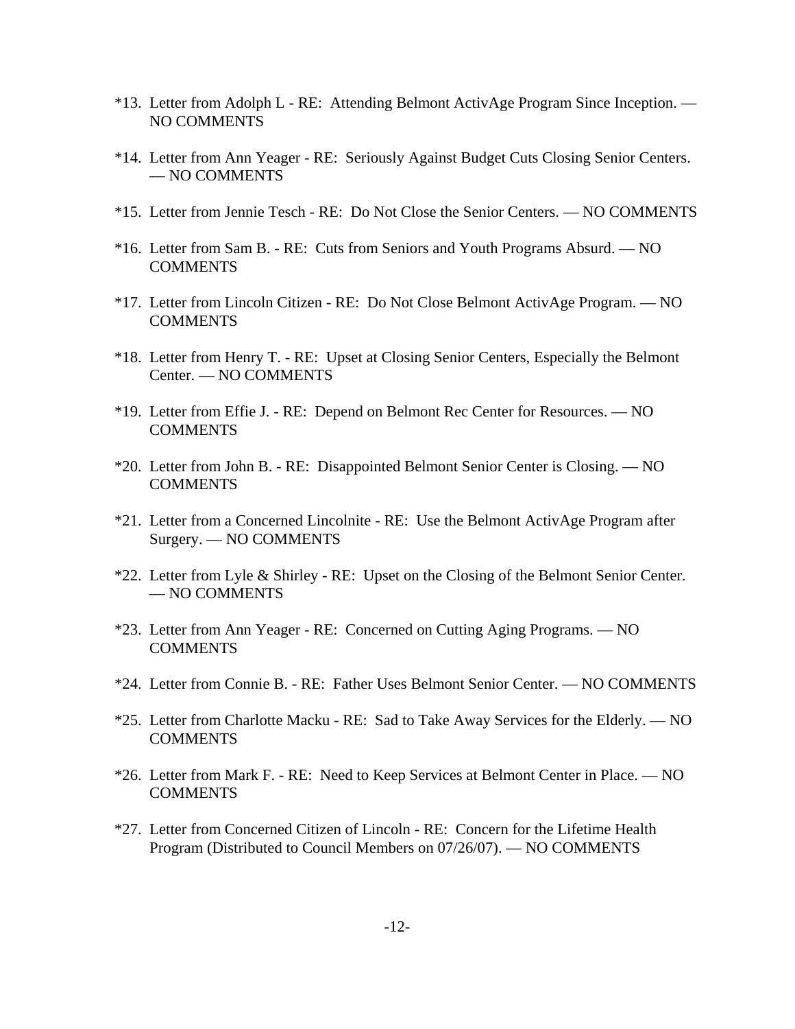*13. Letter from Adolph L - RE: Attending Belmont ActivAge Program Since Inception. — NO COMMENTS

*14. Letter from Ann Yeager - RE: Seriously Against Budget Cuts Closing Senior Centers. — NO COMMENTS

*15. Letter from Jennie Tesch - RE: Do Not Close the Senior Centers. — NO COMMENTS

*16. Letter from Sam B. - RE: Cuts from Seniors and Youth Programs Absurd. — NO COMMENTS

*17. Letter from Lincoln Citizen - RE: Do Not Close Belmont ActivAge Program. — NO COMMENTS

*18. Letter from Henry T. - RE: Upset at Closing Senior Centers, Especially the Belmont Center. — NO COMMENTS

*19. Letter from Effie J. - RE: Depend on Belmont Rec Center for Resources. — NO COMMENTS

*20. Letter from John B. - RE: Disappointed Belmont Senior Center is Closing. — NO COMMENTS

*21. Letter from a Concerned Lincolnite - RE: Use the Belmont ActivAge Program after Surgery. — NO COMMENTS

*22. Letter from Lyle & Shirley - RE: Upset on the Closing of the Belmont Senior Center. — NO COMMENTS

*23. Letter from Ann Yeager - RE: Concerned on Cutting Aging Programs. — NO COMMENTS

*24. Letter from Connie B. - RE: Father Uses Belmont Senior Center. — NO COMMENTS

*25. Letter from Charlotte Macku - RE: Sad to Take Away Services for the Elderly. — NO COMMENTS

*26. Letter from Mark F. - RE: Need to Keep Services at Belmont Center in Place. — NO COMMENTS

*27. Letter from Concerned Citizen of Lincoln - RE: Concern for the Lifetime Health Program (Distributed to Council Members on 07/26/07). — NO COMMENTS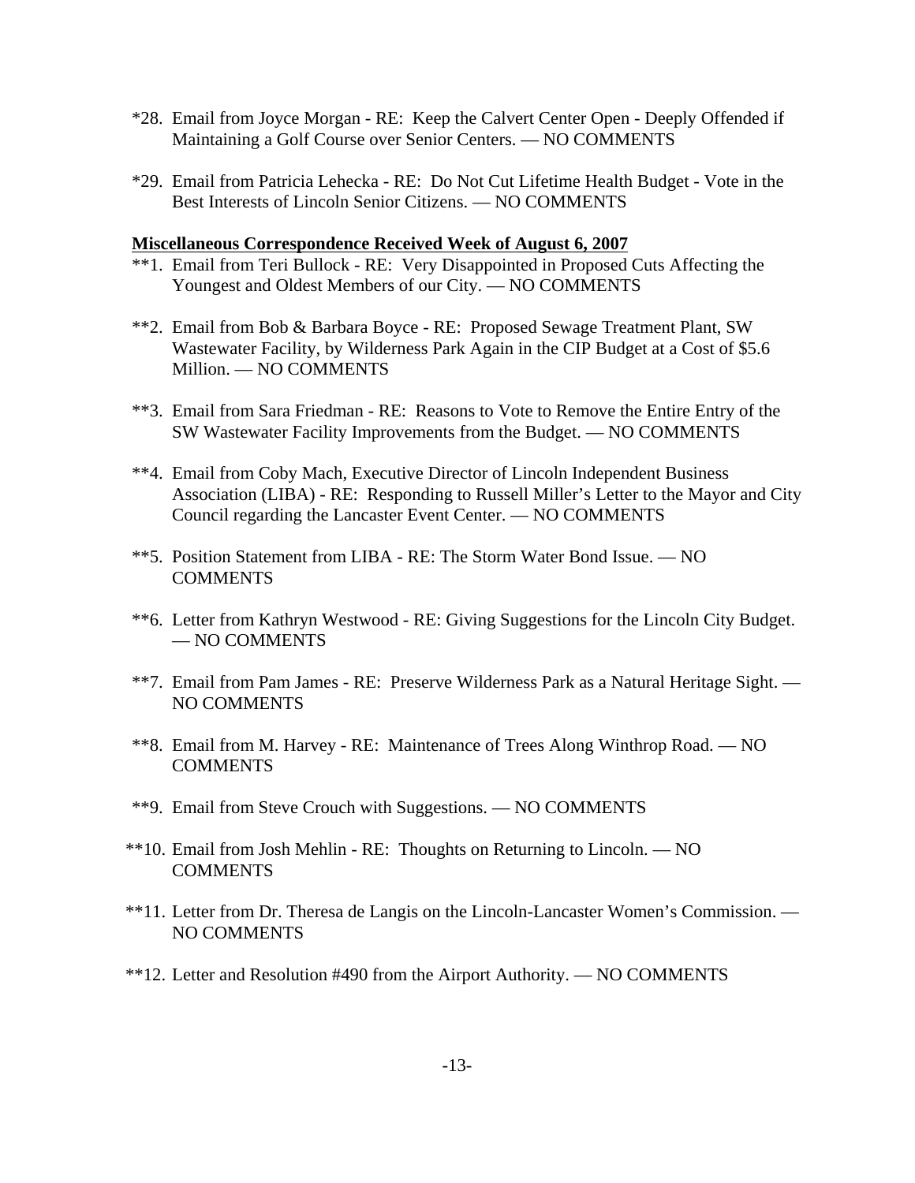*28. Email from Joyce Morgan - RE: Keep the Calvert Center Open - Deeply Offended if Maintaining a Golf Course over Senior Centers. — NO COMMENTS

*29. Email from Patricia Lehecka - RE: Do Not Cut Lifetime Health Budget - Vote in the Best Interests of Lincoln Senior Citizens. — NO COMMENTS

**Miscellaneous Correspondence Received Week of August 6, 2007**

**1. Email from Teri Bullock - RE: Very Disappointed in Proposed Cuts Affecting the Youngest and Oldest Members of our City. — NO COMMENTS

**2. Email from Bob & Barbara Boyce - RE: Proposed Sewage Treatment Plant, SW Wastewater Facility, by Wilderness Park Again in the CIP Budget at a Cost of $5.6 Million. — NO COMMENTS

**3. Email from Sara Friedman - RE: Reasons to Vote to Remove the Entire Entry of the SW Wastewater Facility Improvements from the Budget. — NO COMMENTS

**4. Email from Coby Mach, Executive Director of Lincoln Independent Business Association (LIBA) - RE: Responding to Russell Miller's Letter to the Mayor and City Council regarding the Lancaster Event Center. — NO COMMENTS

**5. Position Statement from LIBA - RE: The Storm Water Bond Issue. — NO COMMENTS

**6. Letter from Kathryn Westwood - RE: Giving Suggestions for the Lincoln City Budget. — NO COMMENTS

**7. Email from Pam James - RE: Preserve Wilderness Park as a Natural Heritage Sight. — NO COMMENTS

**8. Email from M. Harvey - RE: Maintenance of Trees Along Winthrop Road. — NO COMMENTS

**9. Email from Steve Crouch with Suggestions. — NO COMMENTS

**10. Email from Josh Mehlin - RE: Thoughts on Returning to Lincoln. — NO COMMENTS

**11. Letter from Dr. Theresa de Langis on the Lincoln-Lancaster Women's Commission. — NO COMMENTS

**12. Letter and Resolution #490 from the Airport Authority. — NO COMMENTS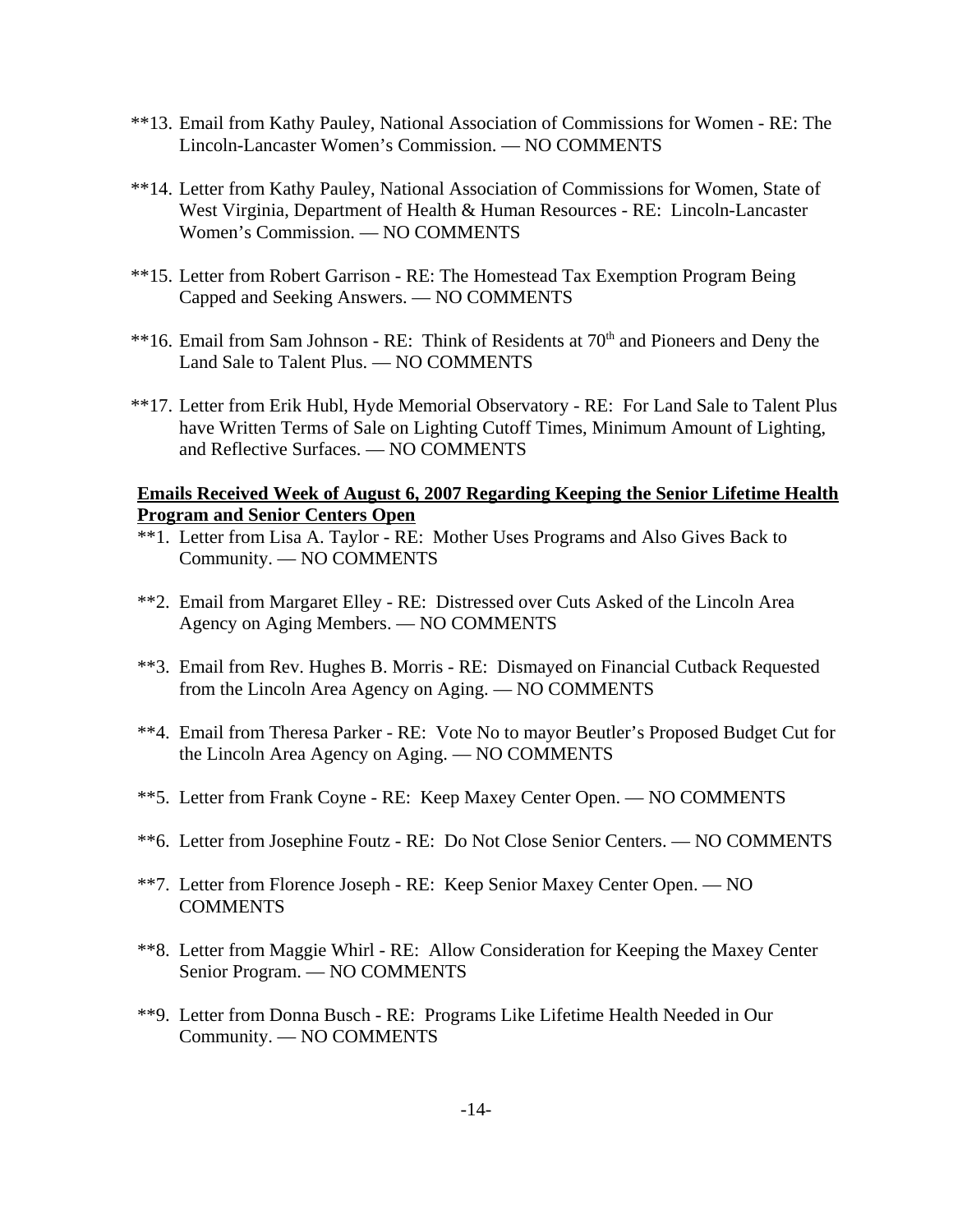**13. Email from Kathy Pauley, National Association of Commissions for Women - RE: The Lincoln-Lancaster Women's Commission. — NO COMMENTS

**14. Letter from Kathy Pauley, National Association of Commissions for Women, State of West Virginia, Department of Health & Human Resources - RE: Lincoln-Lancaster Women's Commission. — NO COMMENTS

**15. Letter from Robert Garrison - RE: The Homestead Tax Exemption Program Being Capped and Seeking Answers. — NO COMMENTS

**16. Email from Sam Johnson - RE: Think of Residents at 70th and Pioneers and Deny the Land Sale to Talent Plus. — NO COMMENTS

**17. Letter from Erik Hubl, Hyde Memorial Observatory - RE: For Land Sale to Talent Plus have Written Terms of Sale on Lighting Cutoff Times, Minimum Amount of Lighting, and Reflective Surfaces. — NO COMMENTS

**<u>Emails Received Week of August 6, 2007 Regarding Keeping the Senior Lifetime Health Program and Senior Centers Open</u>**

**1. Letter from Lisa A. Taylor - RE: Mother Uses Programs and Also Gives Back to Community. — NO COMMENTS

**2. Email from Margaret Elley - RE: Distressed over Cuts Asked of the Lincoln Area Agency on Aging Members. — NO COMMENTS

**3. Email from Rev. Hughes B. Morris - RE: Dismayed on Financial Cutback Requested from the Lincoln Area Agency on Aging. — NO COMMENTS

**4. Email from Theresa Parker - RE: Vote No to mayor Beutler's Proposed Budget Cut for the Lincoln Area Agency on Aging. — NO COMMENTS

**5. Letter from Frank Coyne - RE: Keep Maxey Center Open. — NO COMMENTS

**6. Letter from Josephine Foutz - RE: Do Not Close Senior Centers. — NO COMMENTS

**7. Letter from Florence Joseph - RE: Keep Senior Maxey Center Open. — NO COMMENTS

**8. Letter from Maggie Whirl - RE: Allow Consideration for Keeping the Maxey Center Senior Program. — NO COMMENTS

**9. Letter from Donna Busch - RE: Programs Like Lifetime Health Needed in Our Community. — NO COMMENTS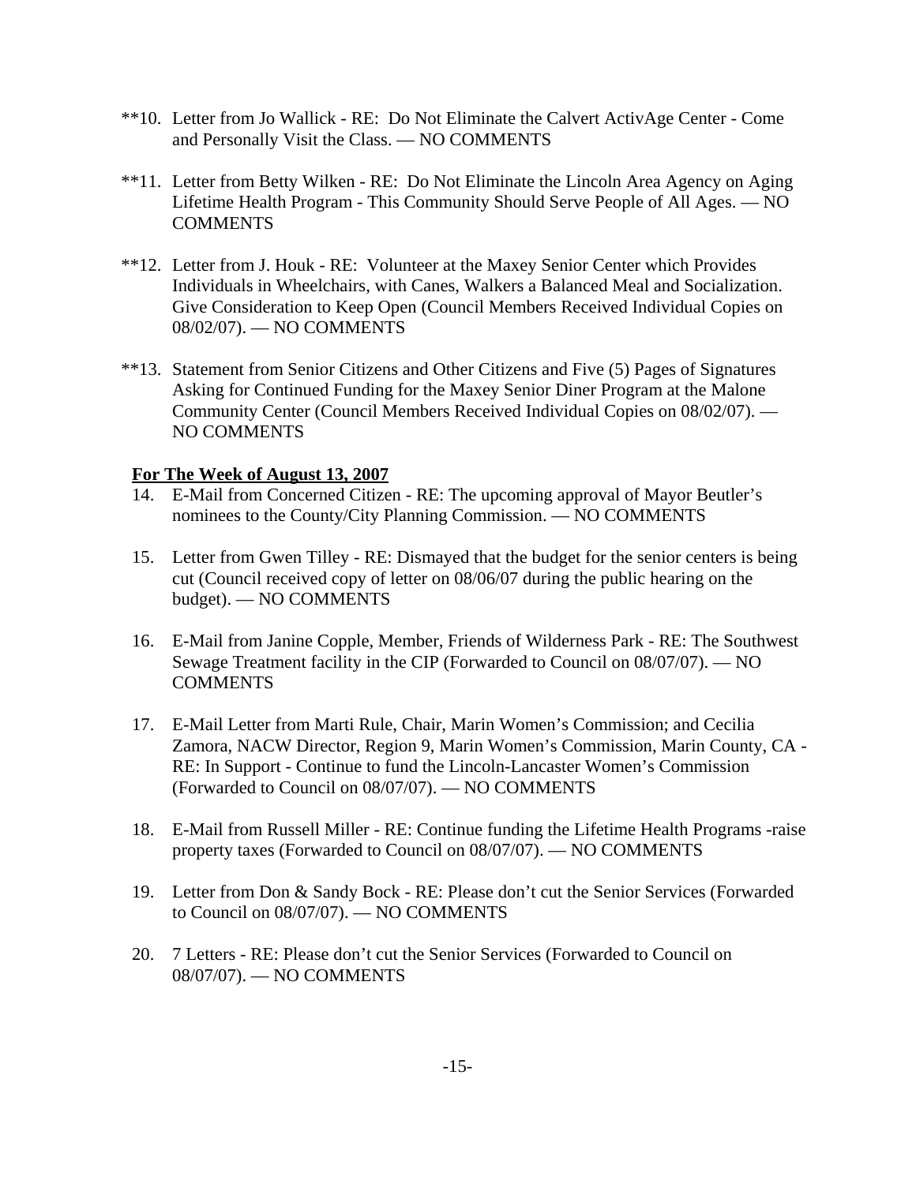**10. Letter from Jo Wallick - RE: Do Not Eliminate the Calvert ActivAge Center - Come and Personally Visit the Class. — NO COMMENTS

**11. Letter from Betty Wilken - RE: Do Not Eliminate the Lincoln Area Agency on Aging Lifetime Health Program - This Community Should Serve People of All Ages. — NO COMMENTS

**12. Letter from J. Houk - RE: Volunteer at the Maxey Senior Center which Provides Individuals in Wheelchairs, with Canes, Walkers a Balanced Meal and Socialization. Give Consideration to Keep Open (Council Members Received Individual Copies on 08/02/07). — NO COMMENTS

**13. Statement from Senior Citizens and Other Citizens and Five (5) Pages of Signatures Asking for Continued Funding for the Maxey Senior Diner Program at the Malone Community Center (Council Members Received Individual Copies on 08/02/07). — NO COMMENTS

**<u>For The Week of August 13, 2007</u>**

14. E-Mail from Concerned Citizen - RE: The upcoming approval of Mayor Beutler's nominees to the County/City Planning Commission. — NO COMMENTS

15. Letter from Gwen Tilley - RE: Dismayed that the budget for the senior centers is being cut (Council received copy of letter on 08/06/07 during the public hearing on the budget). — NO COMMENTS

16. E-Mail from Janine Copple, Member, Friends of Wilderness Park - RE: The Southwest Sewage Treatment facility in the CIP (Forwarded to Council on 08/07/07). — NO COMMENTS

17. E-Mail Letter from Marti Rule, Chair, Marin Women's Commission; and Cecilia Zamora, NACW Director, Region 9, Marin Women's Commission, Marin County, CA - RE: In Support - Continue to fund the Lincoln-Lancaster Women's Commission (Forwarded to Council on 08/07/07). — NO COMMENTS

18. E-Mail from Russell Miller - RE: Continue funding the Lifetime Health Programs -raise property taxes (Forwarded to Council on 08/07/07). — NO COMMENTS

19. Letter from Don & Sandy Bock - RE: Please don't cut the Senior Services (Forwarded to Council on 08/07/07). — NO COMMENTS

20. 7 Letters - RE: Please don't cut the Senior Services (Forwarded to Council on 08/07/07). — NO COMMENTS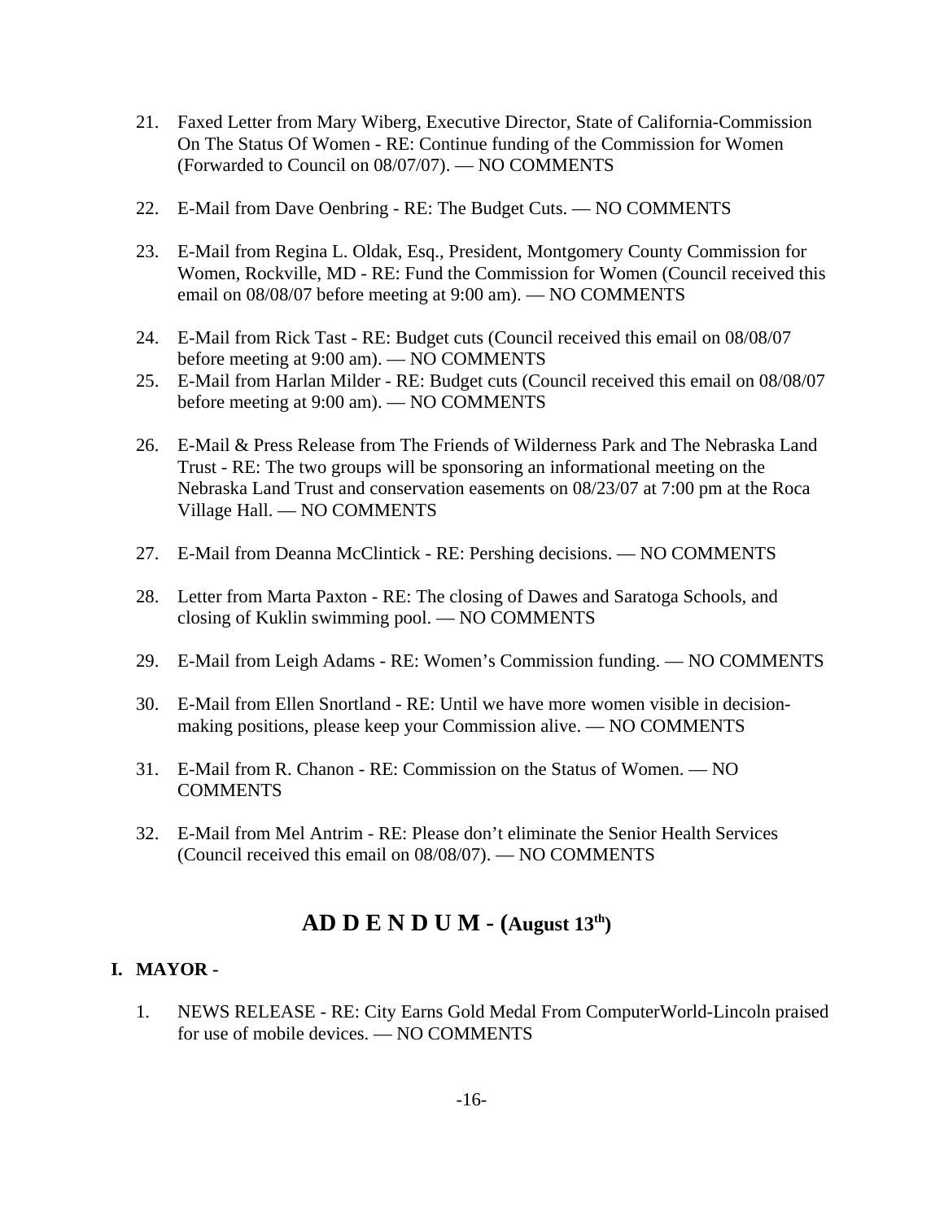21. Faxed Letter from Mary Wiberg, Executive Director, State of California-Commission On The Status Of Women - RE: Continue funding of the Commission for Women (Forwarded to Council on 08/07/07). — NO COMMENTS

22. E-Mail from Dave Oenbring - RE: The Budget Cuts. — NO COMMENTS

23. E-Mail from Regina L. Oldak, Esq., President, Montgomery County Commission for Women, Rockville, MD - RE: Fund the Commission for Women (Council received this email on 08/08/07 before meeting at 9:00 am). — NO COMMENTS

24. E-Mail from Rick Tast - RE: Budget cuts (Council received this email on 08/08/07 before meeting at 9:00 am). — NO COMMENTS

25. E-Mail from Harlan Milder - RE: Budget cuts (Council received this email on 08/08/07 before meeting at 9:00 am). — NO COMMENTS

26. E-Mail & Press Release from The Friends of Wilderness Park and The Nebraska Land Trust - RE: The two groups will be sponsoring an informational meeting on the Nebraska Land Trust and conservation easements on 08/23/07 at 7:00 pm at the Roca Village Hall. — NO COMMENTS

27. E-Mail from Deanna McClintick - RE: Pershing decisions. — NO COMMENTS

28. Letter from Marta Paxton - RE: The closing of Dawes and Saratoga Schools, and closing of Kuklin swimming pool. — NO COMMENTS

29. E-Mail from Leigh Adams - RE: Women's Commission funding. — NO COMMENTS

30. E-Mail from Ellen Snortland - RE: Until we have more women visible in decision-making positions, please keep your Commission alive. — NO COMMENTS

31. E-Mail from R. Chanon - RE: Commission on the Status of Women. — NO COMMENTS

32. E-Mail from Mel Antrim - RE: Please don't eliminate the Senior Health Services (Council received this email on 08/08/07). — NO COMMENTS

## AD D E N D U M - (August 13th)

**I. MAYOR -**

1. NEWS RELEASE - RE: City Earns Gold Medal From ComputerWorld-Lincoln praised for use of mobile devices. — NO COMMENTS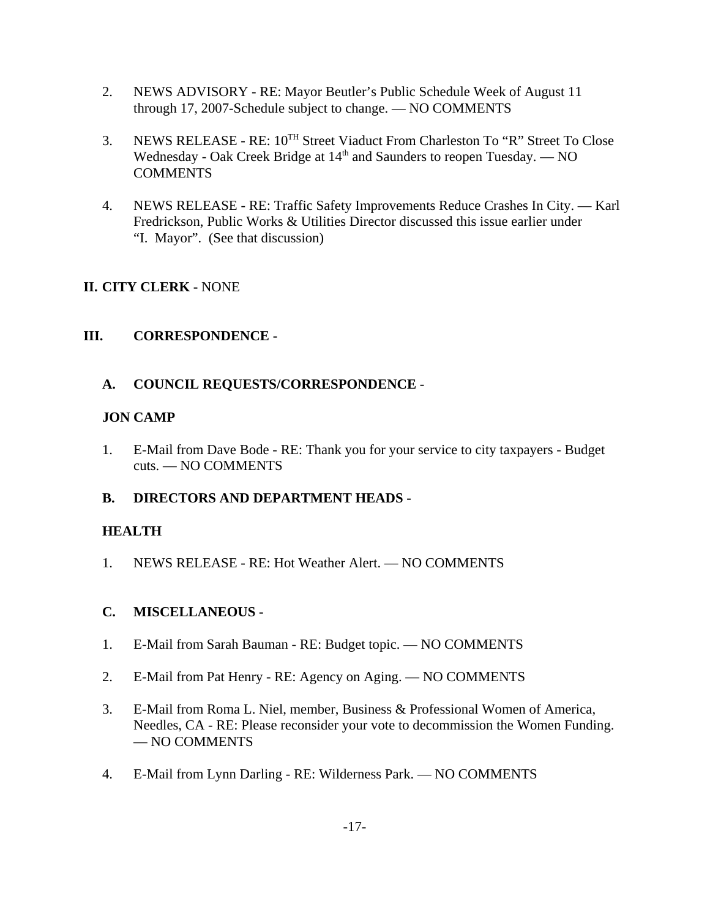2. NEWS ADVISORY - RE: Mayor Beutler's Public Schedule Week of August 11 through 17, 2007-Schedule subject to change. — NO COMMENTS

3. NEWS RELEASE - RE: 10$^{TH}$ Street Viaduct From Charleston To "R" Street To Close Wednesday - Oak Creek Bridge at 14$^{th}$ and Saunders to reopen Tuesday. — NO COMMENTS

4. NEWS RELEASE - RE: Traffic Safety Improvements Reduce Crashes In City. — Karl Fredrickson, Public Works & Utilities Director discussed this issue earlier under "I. Mayor". (See that discussion)

**II. CITY CLERK** - NONE

**III. CORRESPONDENCE -**

**A. COUNCIL REQUESTS/CORRESPONDENCE** -

**JON CAMP**

1. E-Mail from Dave Bode - RE: Thank you for your service to city taxpayers - Budget cuts. — NO COMMENTS

**B. DIRECTORS AND DEPARTMENT HEADS -**

**HEALTH**

1. NEWS RELEASE - RE: Hot Weather Alert. — NO COMMENTS

**C. MISCELLANEOUS -**

1. E-Mail from Sarah Bauman - RE: Budget topic. — NO COMMENTS

2. E-Mail from Pat Henry - RE: Agency on Aging. — NO COMMENTS

3. E-Mail from Roma L. Niel, member, Business & Professional Women of America, Needles, CA - RE: Please reconsider your vote to decommission the Women Funding. — NO COMMENTS

4. E-Mail from Lynn Darling - RE: Wilderness Park. — NO COMMENTS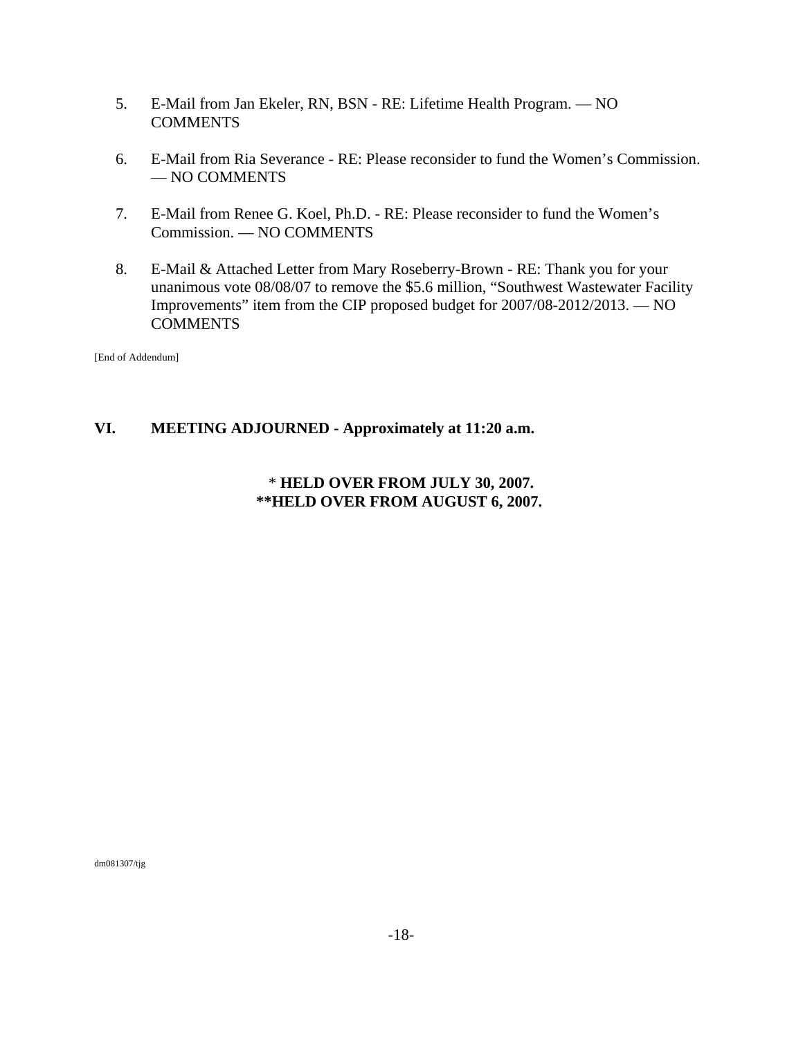5. E-Mail from Jan Ekeler, RN, BSN - RE: Lifetime Health Program. — NO COMMENTS

6. E-Mail from Ria Severance - RE: Please reconsider to fund the Women's Commission. — NO COMMENTS

7. E-Mail from Renee G. Koel, Ph.D. - RE: Please reconsider to fund the Women's Commission. — NO COMMENTS

8. E-Mail & Attached Letter from Mary Roseberry-Brown - RE: Thank you for your unanimous vote 08/08/07 to remove the $5.6 million, "Southwest Wastewater Facility Improvements" item from the CIP proposed budget for 2007/08-2012/2013. — NO COMMENTS

[End of Addendum]

## VI. MEETING ADJOURNED - Approximately at 11:20 a.m.

**\* HELD OVER FROM JULY 30, 2007.**
**\*\*HELD OVER FROM AUGUST 6, 2007.**

dm081307/tjg